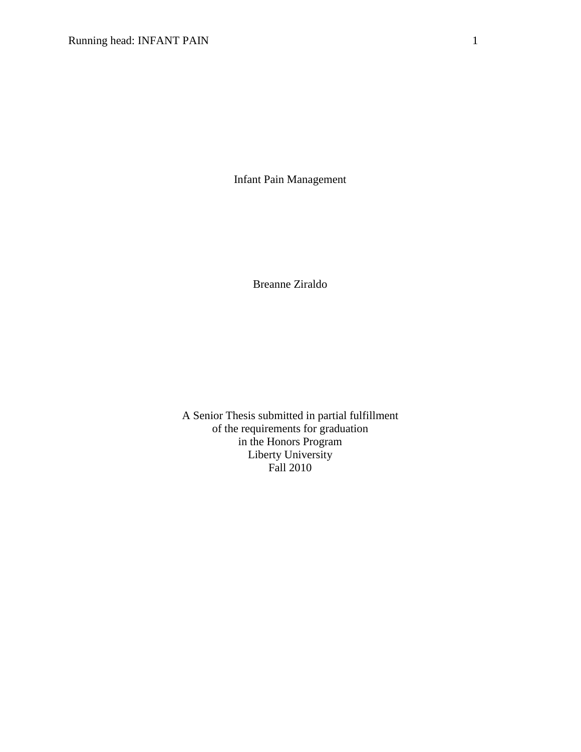# Infant Pain Management

Breanne Ziraldo

A Senior Thesis submitted in partial fulfillment
of the requirements for graduation
in the Honors Program
Liberty University
Fall 2010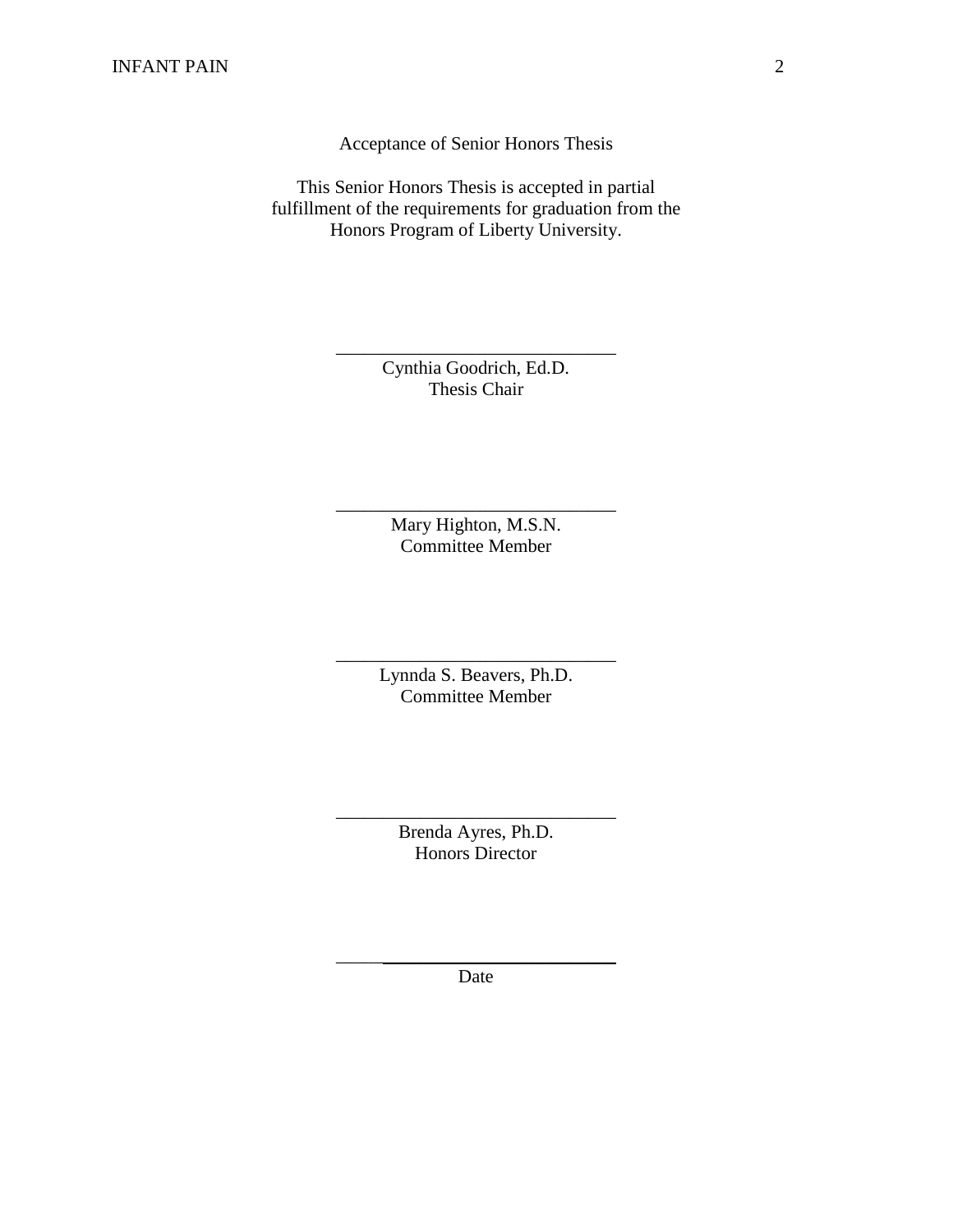Acceptance of Senior Honors Thesis

This Senior Honors Thesis is accepted in partial fulfillment of the requirements for graduation from the Honors Program of Liberty University.

______________________________
Cynthia Goodrich, Ed.D.
Thesis Chair

______________________________
Mary Highton, M.S.N.
Committee Member

______________________________
Lynnda S. Beavers, Ph.D.
Committee Member

______________________________
Brenda Ayres, Ph.D.
Honors Director

______________________________
Date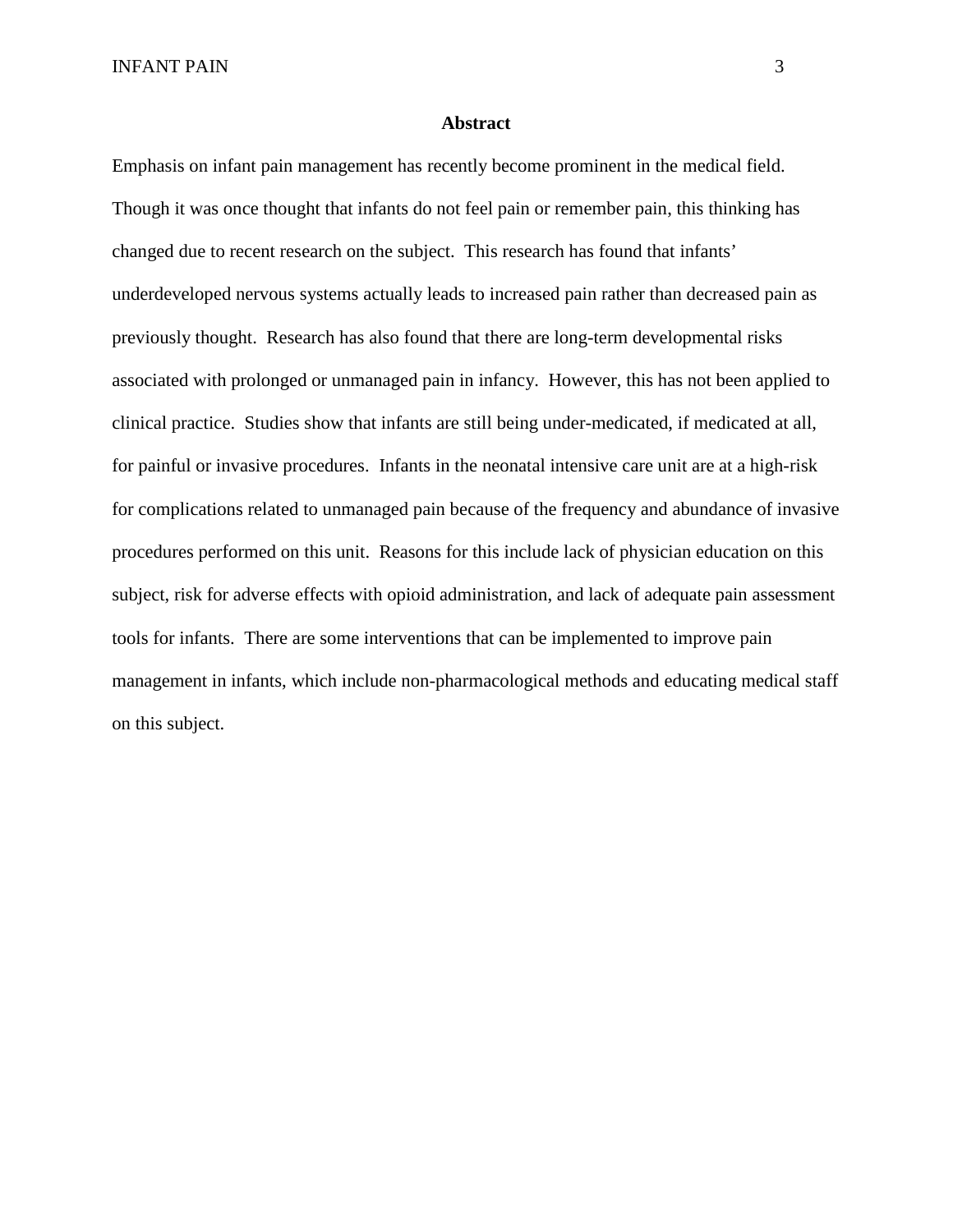# Abstract

Emphasis on infant pain management has recently become prominent in the medical field. Though it was once thought that infants do not feel pain or remember pain, this thinking has changed due to recent research on the subject. This research has found that infants' underdeveloped nervous systems actually leads to increased pain rather than decreased pain as previously thought. Research has also found that there are long-term developmental risks associated with prolonged or unmanaged pain in infancy. However, this has not been applied to clinical practice. Studies show that infants are still being under-medicated, if medicated at all, for painful or invasive procedures. Infants in the neonatal intensive care unit are at a high-risk for complications related to unmanaged pain because of the frequency and abundance of invasive procedures performed on this unit. Reasons for this include lack of physician education on this subject, risk for adverse effects with opioid administration, and lack of adequate pain assessment tools for infants. There are some interventions that can be implemented to improve pain management in infants, which include non-pharmacological methods and educating medical staff on this subject.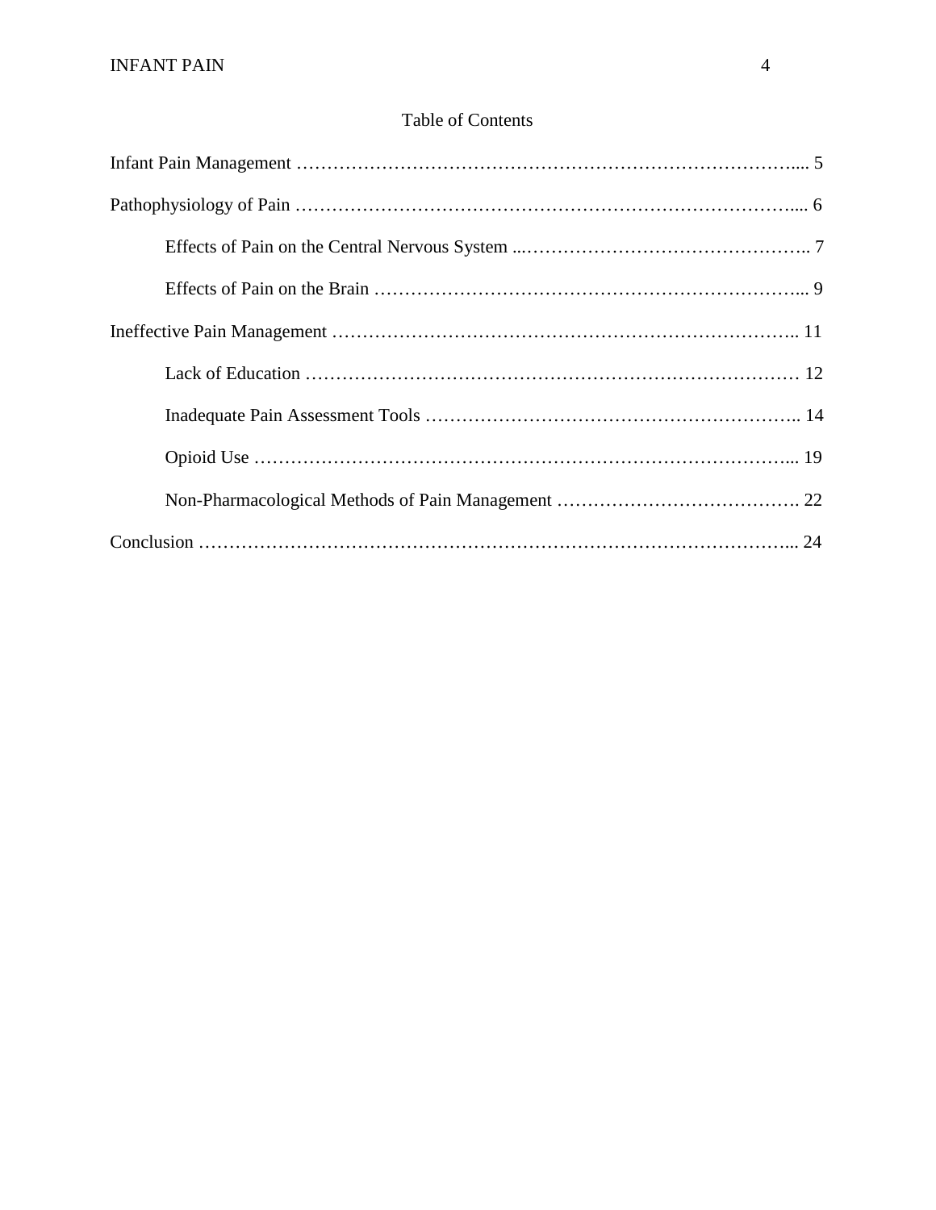# Table of Contents

Infant Pain Management ………………………………………………………………….... 5

Pathophysiology of Pain ………………………………………………………………….... 6

  Effects of Pain on the Central Nervous System ...……………………………………….. 7

  Effects of Pain on the Brain ………………………………………………………….... 9

Ineffective Pain Management ……………………………………………………………….. 11

  Lack of Education ……………………………………………………………………… 12

  Inadequate Pain Assessment Tools …………………………………………………….. 14

  Opioid Use ……………………………………………………………………………... 19

  Non-Pharmacological Methods of Pain Management …………………………………. 22

Conclusion ……………………………………………………………………………….... 24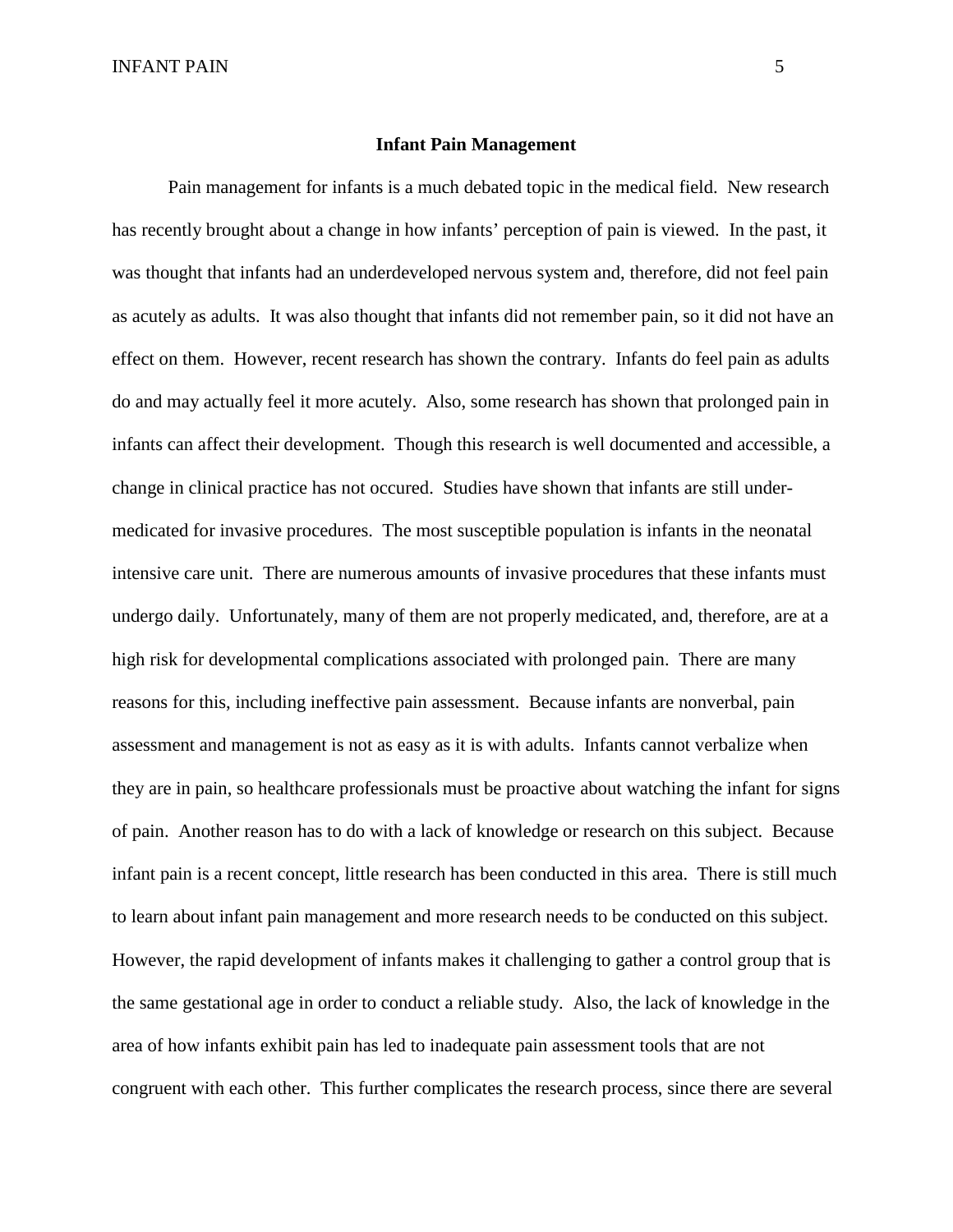# Infant Pain Management

Pain management for infants is a much debated topic in the medical field. New research has recently brought about a change in how infants' perception of pain is viewed. In the past, it was thought that infants had an underdeveloped nervous system and, therefore, did not feel pain as acutely as adults. It was also thought that infants did not remember pain, so it did not have an effect on them. However, recent research has shown the contrary. Infants do feel pain as adults do and may actually feel it more acutely. Also, some research has shown that prolonged pain in infants can affect their development. Though this research is well documented and accessible, a change in clinical practice has not occured. Studies have shown that infants are still under-medicated for invasive procedures. The most susceptible population is infants in the neonatal intensive care unit. There are numerous amounts of invasive procedures that these infants must undergo daily. Unfortunately, many of them are not properly medicated, and, therefore, are at a high risk for developmental complications associated with prolonged pain. There are many reasons for this, including ineffective pain assessment. Because infants are nonverbal, pain assessment and management is not as easy as it is with adults. Infants cannot verbalize when they are in pain, so healthcare professionals must be proactive about watching the infant for signs of pain. Another reason has to do with a lack of knowledge or research on this subject. Because infant pain is a recent concept, little research has been conducted in this area. There is still much to learn about infant pain management and more research needs to be conducted on this subject. However, the rapid development of infants makes it challenging to gather a control group that is the same gestational age in order to conduct a reliable study. Also, the lack of knowledge in the area of how infants exhibit pain has led to inadequate pain assessment tools that are not congruent with each other. This further complicates the research process, since there are several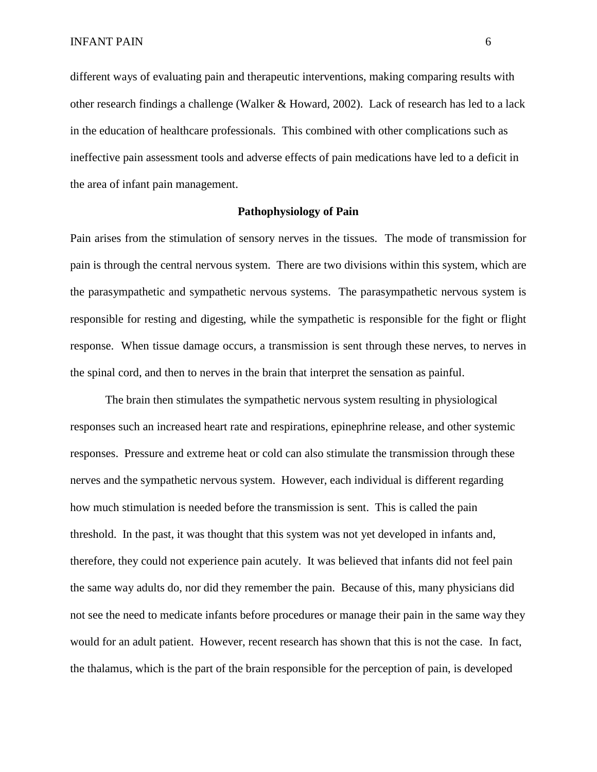different ways of evaluating pain and therapeutic interventions, making comparing results with other research findings a challenge (Walker & Howard, 2002). Lack of research has led to a lack in the education of healthcare professionals. This combined with other complications such as ineffective pain assessment tools and adverse effects of pain medications have led to a deficit in the area of infant pain management.

## Pathophysiology of Pain

Pain arises from the stimulation of sensory nerves in the tissues. The mode of transmission for pain is through the central nervous system. There are two divisions within this system, which are the parasympathetic and sympathetic nervous systems. The parasympathetic nervous system is responsible for resting and digesting, while the sympathetic is responsible for the fight or flight response. When tissue damage occurs, a transmission is sent through these nerves, to nerves in the spinal cord, and then to nerves in the brain that interpret the sensation as painful.

The brain then stimulates the sympathetic nervous system resulting in physiological responses such an increased heart rate and respirations, epinephrine release, and other systemic responses. Pressure and extreme heat or cold can also stimulate the transmission through these nerves and the sympathetic nervous system. However, each individual is different regarding how much stimulation is needed before the transmission is sent. This is called the pain threshold. In the past, it was thought that this system was not yet developed in infants and, therefore, they could not experience pain acutely. It was believed that infants did not feel pain the same way adults do, nor did they remember the pain. Because of this, many physicians did not see the need to medicate infants before procedures or manage their pain in the same way they would for an adult patient. However, recent research has shown that this is not the case. In fact, the thalamus, which is the part of the brain responsible for the perception of pain, is developed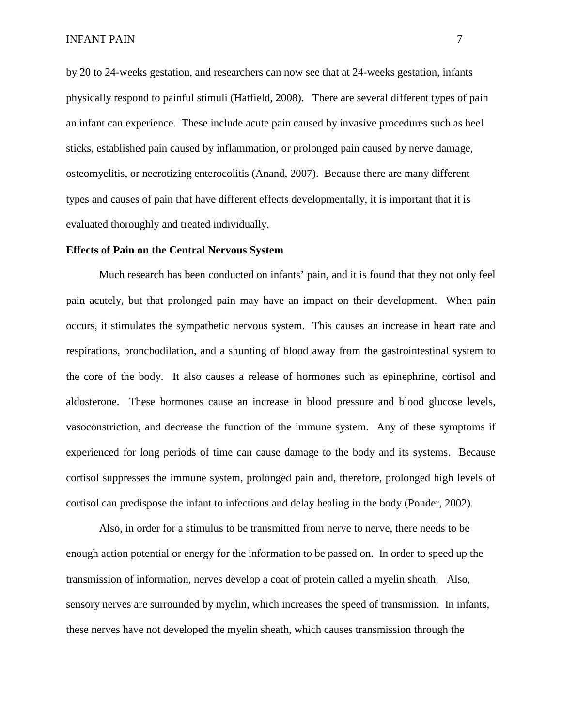by 20 to 24-weeks gestation, and researchers can now see that at 24-weeks gestation, infants physically respond to painful stimuli (Hatfield, 2008). There are several different types of pain an infant can experience. These include acute pain caused by invasive procedures such as heel sticks, established pain caused by inflammation, or prolonged pain caused by nerve damage, osteomyelitis, or necrotizing enterocolitis (Anand, 2007). Because there are many different types and causes of pain that have different effects developmentally, it is important that it is evaluated thoroughly and treated individually.

**Effects of Pain on the Central Nervous System**

Much research has been conducted on infants' pain, and it is found that they not only feel pain acutely, but that prolonged pain may have an impact on their development. When pain occurs, it stimulates the sympathetic nervous system. This causes an increase in heart rate and respirations, bronchodilation, and a shunting of blood away from the gastrointestinal system to the core of the body. It also causes a release of hormones such as epinephrine, cortisol and aldosterone. These hormones cause an increase in blood pressure and blood glucose levels, vasoconstriction, and decrease the function of the immune system. Any of these symptoms if experienced for long periods of time can cause damage to the body and its systems. Because cortisol suppresses the immune system, prolonged pain and, therefore, prolonged high levels of cortisol can predispose the infant to infections and delay healing in the body (Ponder, 2002).

Also, in order for a stimulus to be transmitted from nerve to nerve, there needs to be enough action potential or energy for the information to be passed on. In order to speed up the transmission of information, nerves develop a coat of protein called a myelin sheath. Also, sensory nerves are surrounded by myelin, which increases the speed of transmission. In infants, these nerves have not developed the myelin sheath, which causes transmission through the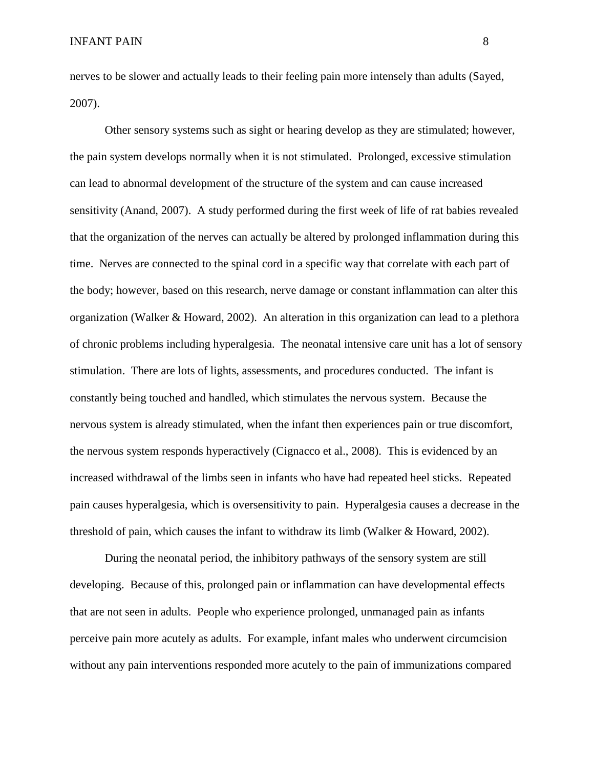nerves to be slower and actually leads to their feeling pain more intensely than adults (Sayed, 2007).

Other sensory systems such as sight or hearing develop as they are stimulated; however, the pain system develops normally when it is not stimulated. Prolonged, excessive stimulation can lead to abnormal development of the structure of the system and can cause increased sensitivity (Anand, 2007). A study performed during the first week of life of rat babies revealed that the organization of the nerves can actually be altered by prolonged inflammation during this time. Nerves are connected to the spinal cord in a specific way that correlate with each part of the body; however, based on this research, nerve damage or constant inflammation can alter this organization (Walker & Howard, 2002). An alteration in this organization can lead to a plethora of chronic problems including hyperalgesia. The neonatal intensive care unit has a lot of sensory stimulation. There are lots of lights, assessments, and procedures conducted. The infant is constantly being touched and handled, which stimulates the nervous system. Because the nervous system is already stimulated, when the infant then experiences pain or true discomfort, the nervous system responds hyperactively (Cignacco et al., 2008). This is evidenced by an increased withdrawal of the limbs seen in infants who have had repeated heel sticks. Repeated pain causes hyperalgesia, which is oversensitivity to pain. Hyperalgesia causes a decrease in the threshold of pain, which causes the infant to withdraw its limb (Walker & Howard, 2002).

During the neonatal period, the inhibitory pathways of the sensory system are still developing. Because of this, prolonged pain or inflammation can have developmental effects that are not seen in adults. People who experience prolonged, unmanaged pain as infants perceive pain more acutely as adults. For example, infant males who underwent circumcision without any pain interventions responded more acutely to the pain of immunizations compared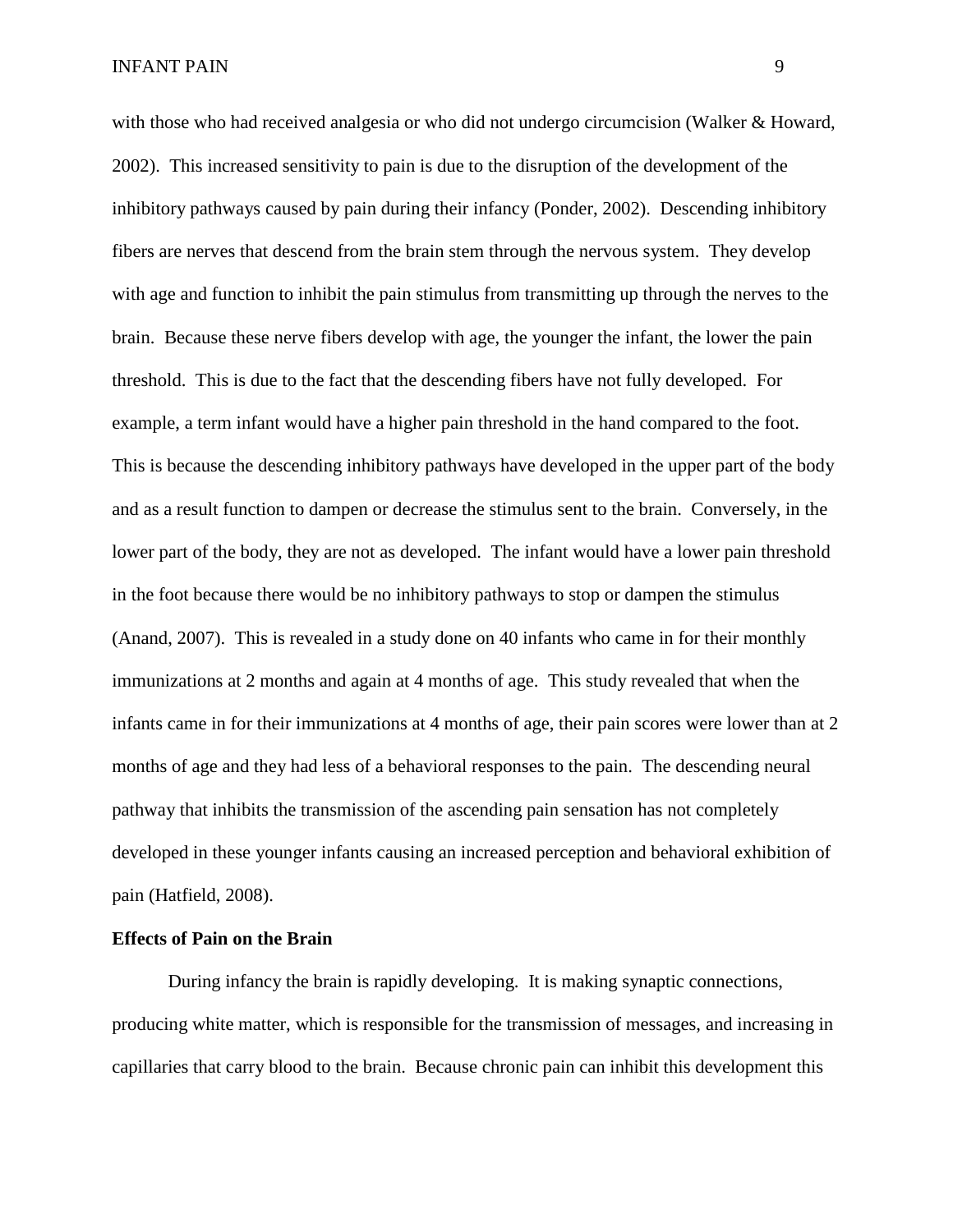with those who had received analgesia or who did not undergo circumcision (Walker & Howard, 2002). This increased sensitivity to pain is due to the disruption of the development of the inhibitory pathways caused by pain during their infancy (Ponder, 2002). Descending inhibitory fibers are nerves that descend from the brain stem through the nervous system. They develop with age and function to inhibit the pain stimulus from transmitting up through the nerves to the brain. Because these nerve fibers develop with age, the younger the infant, the lower the pain threshold. This is due to the fact that the descending fibers have not fully developed. For example, a term infant would have a higher pain threshold in the hand compared to the foot. This is because the descending inhibitory pathways have developed in the upper part of the body and as a result function to dampen or decrease the stimulus sent to the brain. Conversely, in the lower part of the body, they are not as developed. The infant would have a lower pain threshold in the foot because there would be no inhibitory pathways to stop or dampen the stimulus (Anand, 2007). This is revealed in a study done on 40 infants who came in for their monthly immunizations at 2 months and again at 4 months of age. This study revealed that when the infants came in for their immunizations at 4 months of age, their pain scores were lower than at 2 months of age and they had less of a behavioral responses to the pain. The descending neural pathway that inhibits the transmission of the ascending pain sensation has not completely developed in these younger infants causing an increased perception and behavioral exhibition of pain (Hatfield, 2008).

**Effects of Pain on the Brain**

During infancy the brain is rapidly developing. It is making synaptic connections, producing white matter, which is responsible for the transmission of messages, and increasing in capillaries that carry blood to the brain. Because chronic pain can inhibit this development this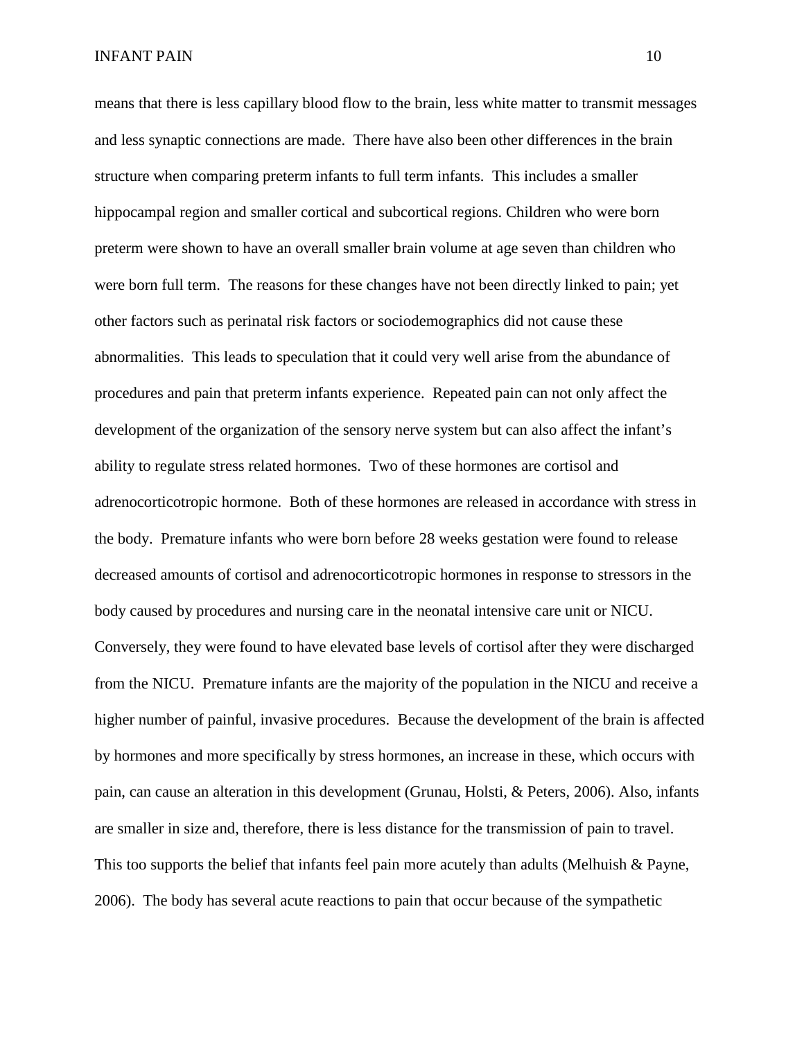means that there is less capillary blood flow to the brain, less white matter to transmit messages and less synaptic connections are made. There have also been other differences in the brain structure when comparing preterm infants to full term infants. This includes a smaller hippocampal region and smaller cortical and subcortical regions. Children who were born preterm were shown to have an overall smaller brain volume at age seven than children who were born full term. The reasons for these changes have not been directly linked to pain; yet other factors such as perinatal risk factors or sociodemographics did not cause these abnormalities. This leads to speculation that it could very well arise from the abundance of procedures and pain that preterm infants experience. Repeated pain can not only affect the development of the organization of the sensory nerve system but can also affect the infant's ability to regulate stress related hormones. Two of these hormones are cortisol and adrenocorticotropic hormone. Both of these hormones are released in accordance with stress in the body. Premature infants who were born before 28 weeks gestation were found to release decreased amounts of cortisol and adrenocorticotropic hormones in response to stressors in the body caused by procedures and nursing care in the neonatal intensive care unit or NICU. Conversely, they were found to have elevated base levels of cortisol after they were discharged from the NICU. Premature infants are the majority of the population in the NICU and receive a higher number of painful, invasive procedures. Because the development of the brain is affected by hormones and more specifically by stress hormones, an increase in these, which occurs with pain, can cause an alteration in this development (Grunau, Holsti, & Peters, 2006). Also, infants are smaller in size and, therefore, there is less distance for the transmission of pain to travel. This too supports the belief that infants feel pain more acutely than adults (Melhuish & Payne, 2006). The body has several acute reactions to pain that occur because of the sympathetic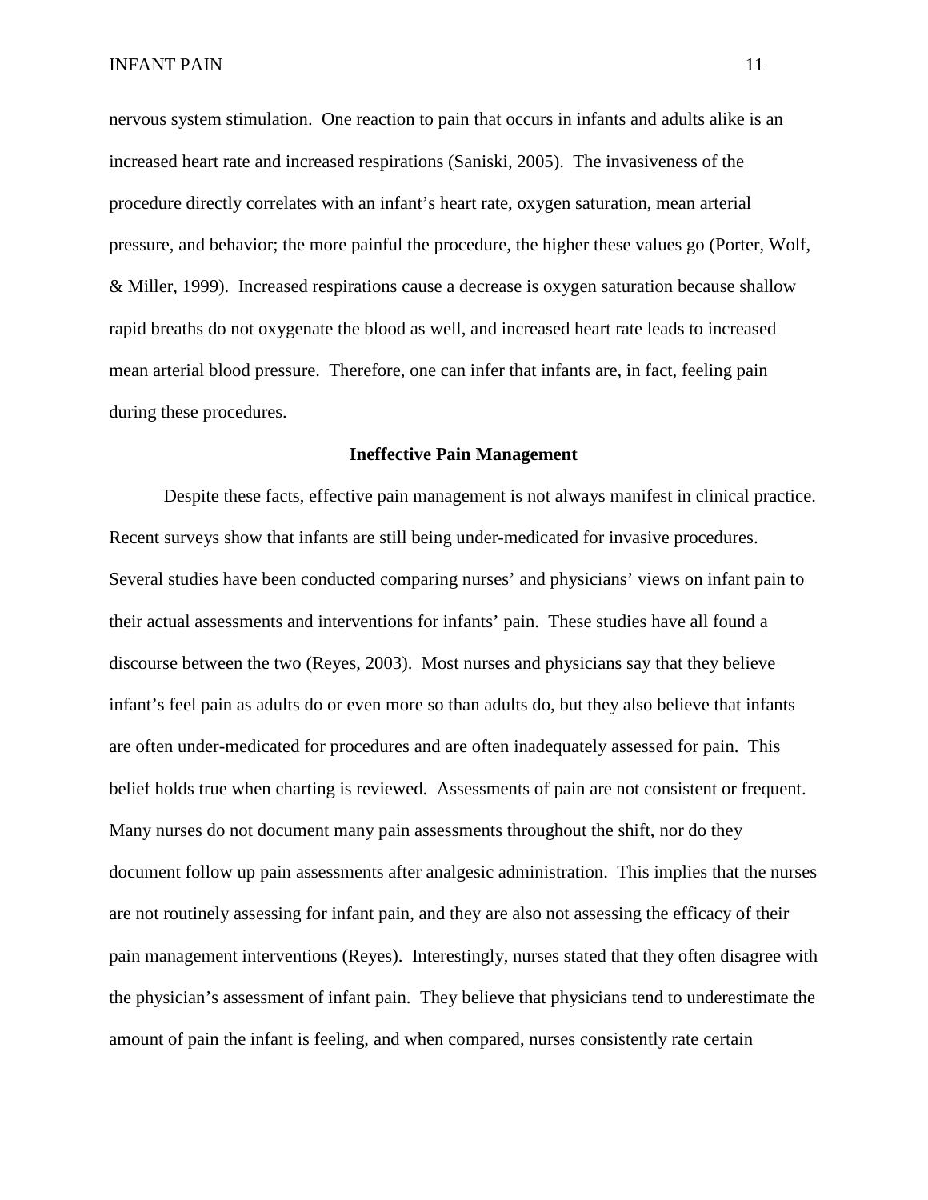nervous system stimulation. One reaction to pain that occurs in infants and adults alike is an increased heart rate and increased respirations (Saniski, 2005). The invasiveness of the procedure directly correlates with an infant's heart rate, oxygen saturation, mean arterial pressure, and behavior; the more painful the procedure, the higher these values go (Porter, Wolf, & Miller, 1999). Increased respirations cause a decrease is oxygen saturation because shallow rapid breaths do not oxygenate the blood as well, and increased heart rate leads to increased mean arterial blood pressure. Therefore, one can infer that infants are, in fact, feeling pain during these procedures.

## Ineffective Pain Management

Despite these facts, effective pain management is not always manifest in clinical practice. Recent surveys show that infants are still being under-medicated for invasive procedures. Several studies have been conducted comparing nurses' and physicians' views on infant pain to their actual assessments and interventions for infants' pain. These studies have all found a discourse between the two (Reyes, 2003). Most nurses and physicians say that they believe infant's feel pain as adults do or even more so than adults do, but they also believe that infants are often under-medicated for procedures and are often inadequately assessed for pain. This belief holds true when charting is reviewed. Assessments of pain are not consistent or frequent. Many nurses do not document many pain assessments throughout the shift, nor do they document follow up pain assessments after analgesic administration. This implies that the nurses are not routinely assessing for infant pain, and they are also not assessing the efficacy of their pain management interventions (Reyes). Interestingly, nurses stated that they often disagree with the physician's assessment of infant pain. They believe that physicians tend to underestimate the amount of pain the infant is feeling, and when compared, nurses consistently rate certain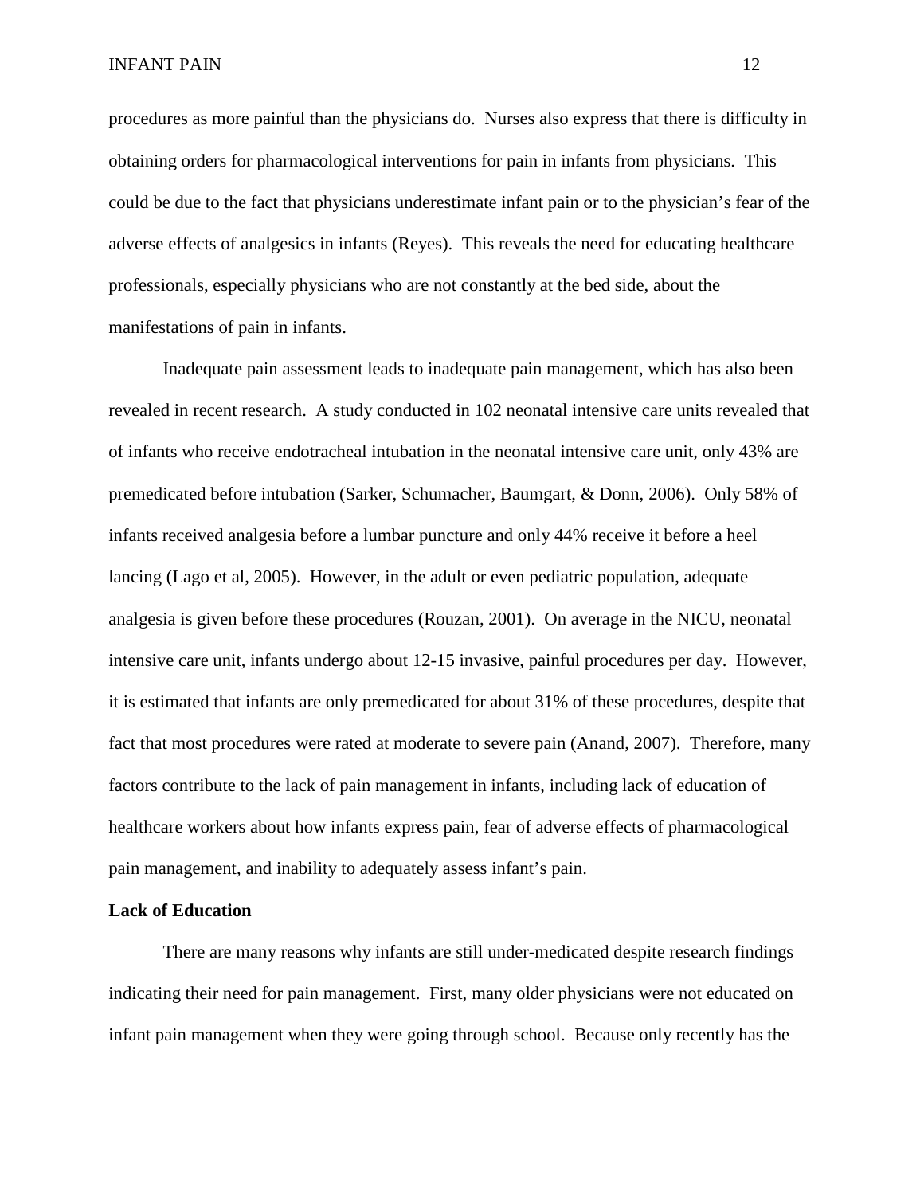procedures as more painful than the physicians do. Nurses also express that there is difficulty in obtaining orders for pharmacological interventions for pain in infants from physicians. This could be due to the fact that physicians underestimate infant pain or to the physician's fear of the adverse effects of analgesics in infants (Reyes). This reveals the need for educating healthcare professionals, especially physicians who are not constantly at the bed side, about the manifestations of pain in infants.

Inadequate pain assessment leads to inadequate pain management, which has also been revealed in recent research. A study conducted in 102 neonatal intensive care units revealed that of infants who receive endotracheal intubation in the neonatal intensive care unit, only 43% are premedicated before intubation (Sarker, Schumacher, Baumgart, & Donn, 2006). Only 58% of infants received analgesia before a lumbar puncture and only 44% receive it before a heel lancing (Lago et al, 2005). However, in the adult or even pediatric population, adequate analgesia is given before these procedures (Rouzan, 2001). On average in the NICU, neonatal intensive care unit, infants undergo about 12-15 invasive, painful procedures per day. However, it is estimated that infants are only premedicated for about 31% of these procedures, despite that fact that most procedures were rated at moderate to severe pain (Anand, 2007). Therefore, many factors contribute to the lack of pain management in infants, including lack of education of healthcare workers about how infants express pain, fear of adverse effects of pharmacological pain management, and inability to adequately assess infant's pain.

**Lack of Education**

There are many reasons why infants are still under-medicated despite research findings indicating their need for pain management. First, many older physicians were not educated on infant pain management when they were going through school. Because only recently has the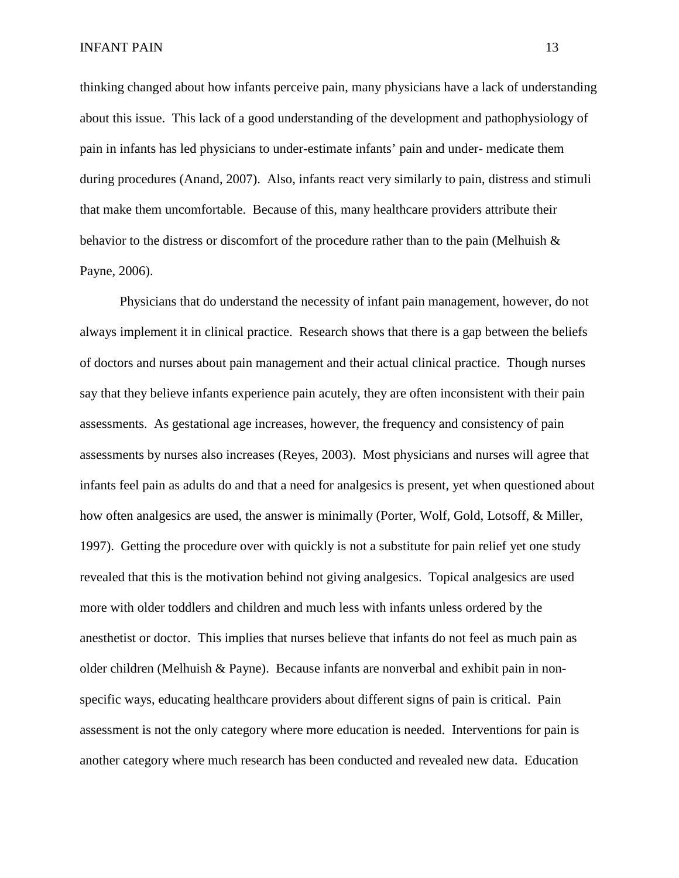thinking changed about how infants perceive pain, many physicians have a lack of understanding about this issue. This lack of a good understanding of the development and pathophysiology of pain in infants has led physicians to under-estimate infants' pain and under- medicate them during procedures (Anand, 2007). Also, infants react very similarly to pain, distress and stimuli that make them uncomfortable. Because of this, many healthcare providers attribute their behavior to the distress or discomfort of the procedure rather than to the pain (Melhuish & Payne, 2006).

Physicians that do understand the necessity of infant pain management, however, do not always implement it in clinical practice. Research shows that there is a gap between the beliefs of doctors and nurses about pain management and their actual clinical practice. Though nurses say that they believe infants experience pain acutely, they are often inconsistent with their pain assessments. As gestational age increases, however, the frequency and consistency of pain assessments by nurses also increases (Reyes, 2003). Most physicians and nurses will agree that infants feel pain as adults do and that a need for analgesics is present, yet when questioned about how often analgesics are used, the answer is minimally (Porter, Wolf, Gold, Lotsoff, & Miller, 1997). Getting the procedure over with quickly is not a substitute for pain relief yet one study revealed that this is the motivation behind not giving analgesics. Topical analgesics are used more with older toddlers and children and much less with infants unless ordered by the anesthetist or doctor. This implies that nurses believe that infants do not feel as much pain as older children (Melhuish & Payne). Because infants are nonverbal and exhibit pain in non-specific ways, educating healthcare providers about different signs of pain is critical. Pain assessment is not the only category where more education is needed. Interventions for pain is another category where much research has been conducted and revealed new data. Education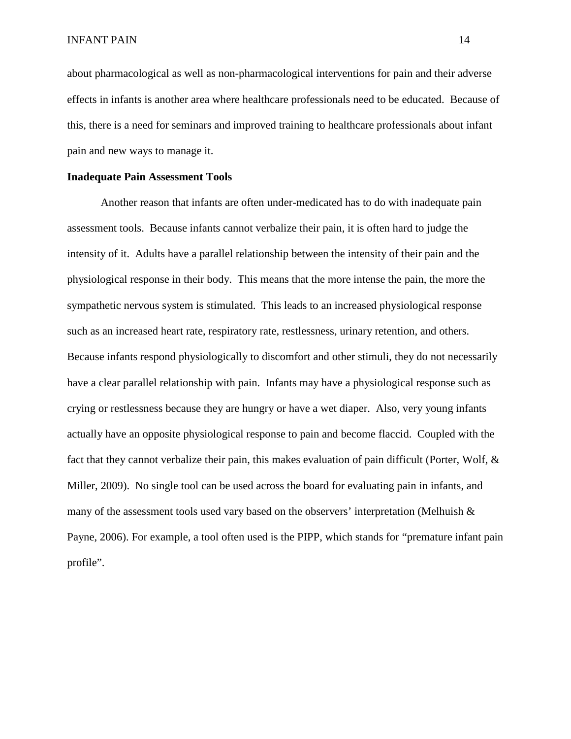about pharmacological as well as non-pharmacological interventions for pain and their adverse effects in infants is another area where healthcare professionals need to be educated. Because of this, there is a need for seminars and improved training to healthcare professionals about infant pain and new ways to manage it.

**Inadequate Pain Assessment Tools**

Another reason that infants are often under-medicated has to do with inadequate pain assessment tools. Because infants cannot verbalize their pain, it is often hard to judge the intensity of it. Adults have a parallel relationship between the intensity of their pain and the physiological response in their body. This means that the more intense the pain, the more the sympathetic nervous system is stimulated. This leads to an increased physiological response such as an increased heart rate, respiratory rate, restlessness, urinary retention, and others. Because infants respond physiologically to discomfort and other stimuli, they do not necessarily have a clear parallel relationship with pain. Infants may have a physiological response such as crying or restlessness because they are hungry or have a wet diaper. Also, very young infants actually have an opposite physiological response to pain and become flaccid. Coupled with the fact that they cannot verbalize their pain, this makes evaluation of pain difficult (Porter, Wolf, & Miller, 2009). No single tool can be used across the board for evaluating pain in infants, and many of the assessment tools used vary based on the observers' interpretation (Melhuish & Payne, 2006). For example, a tool often used is the PIPP, which stands for "premature infant pain profile".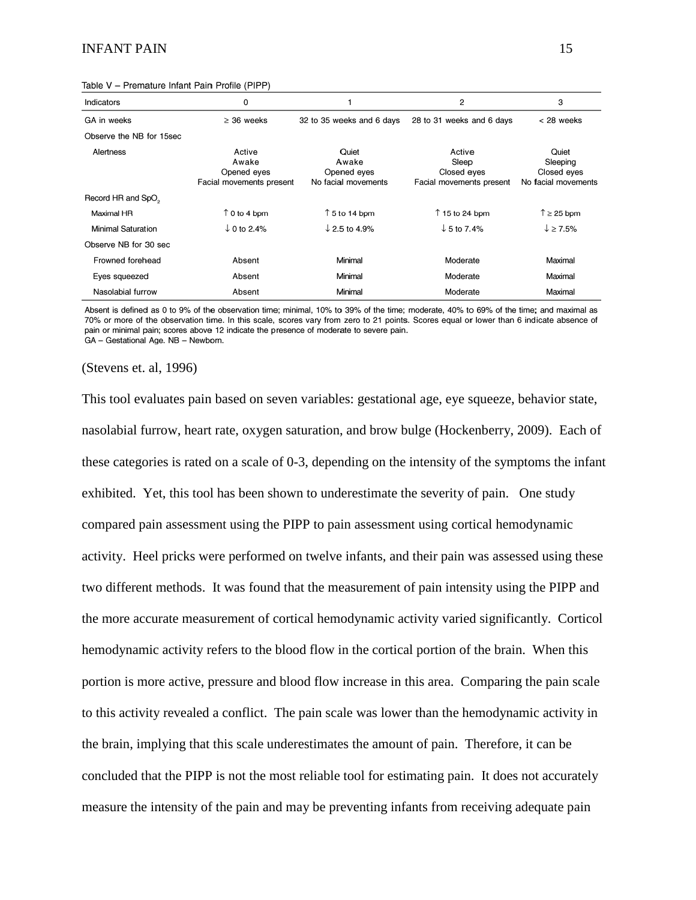Table V – Premature Infant Pain Profile (PIPP)

| Indicators | 0 | 1 | 2 | 3 |
|---|---|---|---|---|
| GA in weeks | ≥ 36 weeks | 32 to 35 weeks and 6 days | 28 to 31 weeks and 6 days | < 28 weeks |
| Observe the NB for 15sec | | | | |
| Alertness | Active Awake Opened eyes Facial movements present | Quiet Awake Opened eyes No facial movements | Active Sleep Closed eyes Facial movements present | Quiet Sleeping Closed eyes No facial movements |
| Record HR and $SpO_2$ | | | | |
| Maximal HR | ↑ 0 to 4 bpm | ↑ 5 to 14 bpm | ↑ 15 to 24 bpm | ↑ ≥ 25 bpm |
| Minimal Saturation | ↓ 0 to 2.4% | ↓ 2.5 to 4.9% | ↓ 5 to 7.4% | ↓ ≥ 7.5% |
| Observe NB for 30 sec | | | | |
| Frowned forehead | Absent | Minimal | Moderate | Maximal |
| Eyes squeezed | Absent | Minimal | Moderate | Maximal |
| Nasolabial furrow | Absent | Minimal | Moderate | Maximal |

Absent is defined as 0 to 9% of the observation time; minimal, 10% to 39% of the time; moderate, 40% to 69% of the time; and maximal as 70% or more of the observation time. In this scale, scores vary from zero to 21 points. Scores equal or lower than 6 indicate absence of pain or minimal pain; scores above 12 indicate the presence of moderate to severe pain.
GA – Gestational Age. NB – Newborn.

(Stevens et. al, 1996)

This tool evaluates pain based on seven variables: gestational age, eye squeeze, behavior state, nasolabial furrow, heart rate, oxygen saturation, and brow bulge (Hockenberry, 2009). Each of these categories is rated on a scale of 0-3, depending on the intensity of the symptoms the infant exhibited. Yet, this tool has been shown to underestimate the severity of pain. One study compared pain assessment using the PIPP to pain assessment using cortical hemodynamic activity. Heel pricks were performed on twelve infants, and their pain was assessed using these two different methods. It was found that the measurement of pain intensity using the PIPP and the more accurate measurement of cortical hemodynamic activity varied significantly. Corticol hemodynamic activity refers to the blood flow in the cortical portion of the brain. When this portion is more active, pressure and blood flow increase in this area. Comparing the pain scale to this activity revealed a conflict. The pain scale was lower than the hemodynamic activity in the brain, implying that this scale underestimates the amount of pain. Therefore, it can be concluded that the PIPP is not the most reliable tool for estimating pain. It does not accurately measure the intensity of the pain and may be preventing infants from receiving adequate pain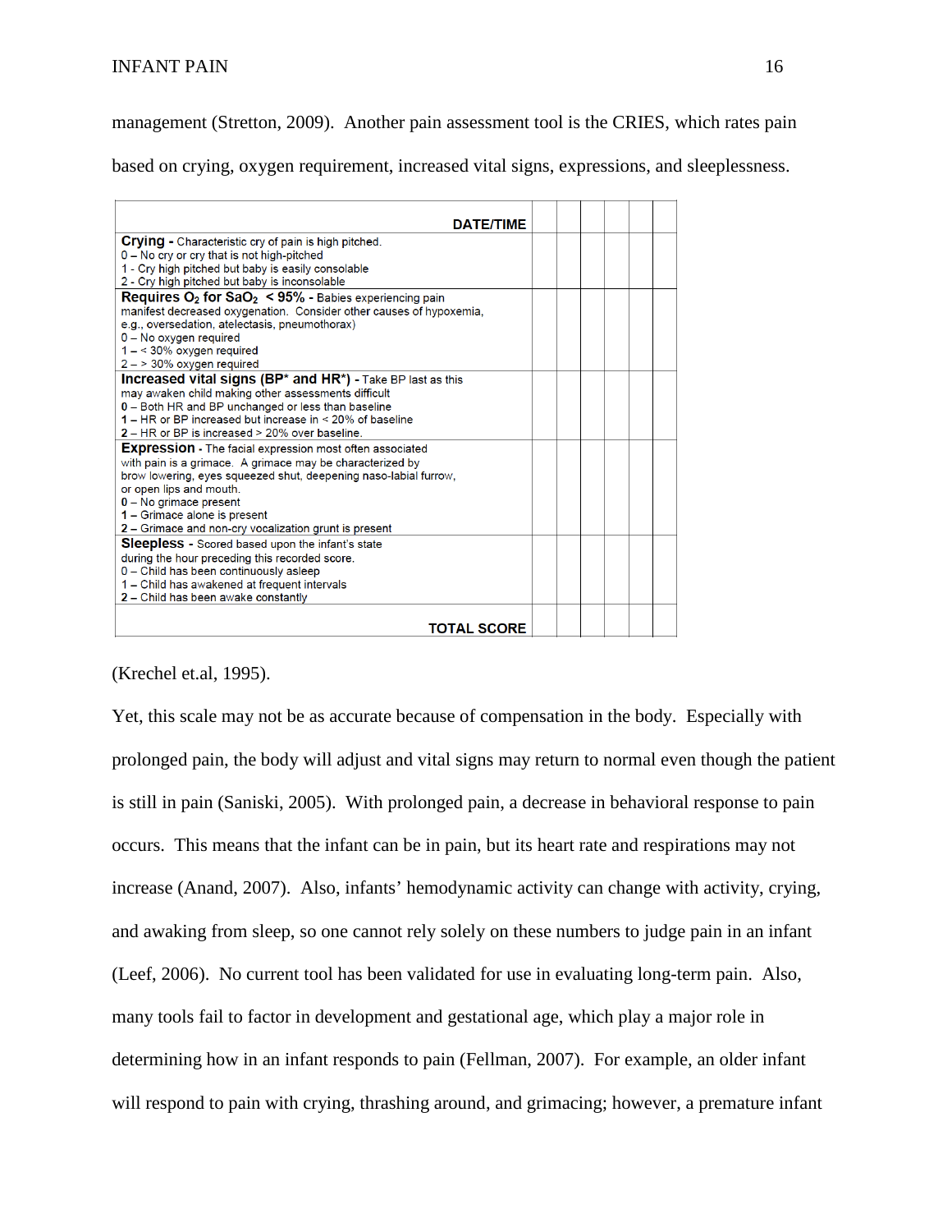management (Stretton, 2009). Another pain assessment tool is the CRIES, which rates pain based on crying, oxygen requirement, increased vital signs, expressions, and sleeplessness.

| **DATE/TIME** | | | | | | |
|---|---|---|---|---|---|---|
| **Crying -** Characteristic cry of pain is high pitched.<br>0 – No cry or cry that is not high-pitched<br>1 - Cry high pitched but baby is easily consolable<br>2 - Cry high pitched but baby is inconsolable | | | | | | |
| **Requires $O_2$ for $SaO_2$ < 95% -** Babies experiencing pain manifest decreased oxygenation. Consider other causes of hypoxemia, e.g., oversedation, atelectasis, pneumothorax)<br>0 – No oxygen required<br>1 – < 30% oxygen required<br>2 – > 30% oxygen required | | | | | | |
| **Increased vital signs (BP* and HR*) -** Take BP last as this may awaken child making other assessments difficult<br>0 – Both HR and BP unchanged or less than baseline<br>1 – HR or BP increased but increase in < 20% of baseline<br>2 – HR or BP is increased > 20% over baseline. | | | | | | |
| **Expression -** The facial expression most often associated with pain is a grimace. A grimace may be characterized by brow lowering, eyes squeezed shut, deepening naso-labial furrow, or open lips and mouth.<br>0 – No grimace present<br>1 – Grimace alone is present<br>2 – Grimace and non-cry vocalization grunt is present | | | | | | |
| **Sleepless -** Scored based upon the infant's state during the hour preceding this recorded score.<br>0 – Child has been continuously asleep<br>1 – Child has awakened at frequent intervals<br>2 – Child has been awake constantly | | | | | | |
| **TOTAL SCORE** | | | | | | |

(Krechel et.al, 1995).

Yet, this scale may not be as accurate because of compensation in the body. Especially with prolonged pain, the body will adjust and vital signs may return to normal even though the patient is still in pain (Saniski, 2005). With prolonged pain, a decrease in behavioral response to pain occurs. This means that the infant can be in pain, but its heart rate and respirations may not increase (Anand, 2007). Also, infants' hemodynamic activity can change with activity, crying, and awaking from sleep, so one cannot rely solely on these numbers to judge pain in an infant (Leef, 2006). No current tool has been validated for use in evaluating long-term pain. Also, many tools fail to factor in development and gestational age, which play a major role in determining how in an infant responds to pain (Fellman, 2007). For example, an older infant will respond to pain with crying, thrashing around, and grimacing; however, a premature infant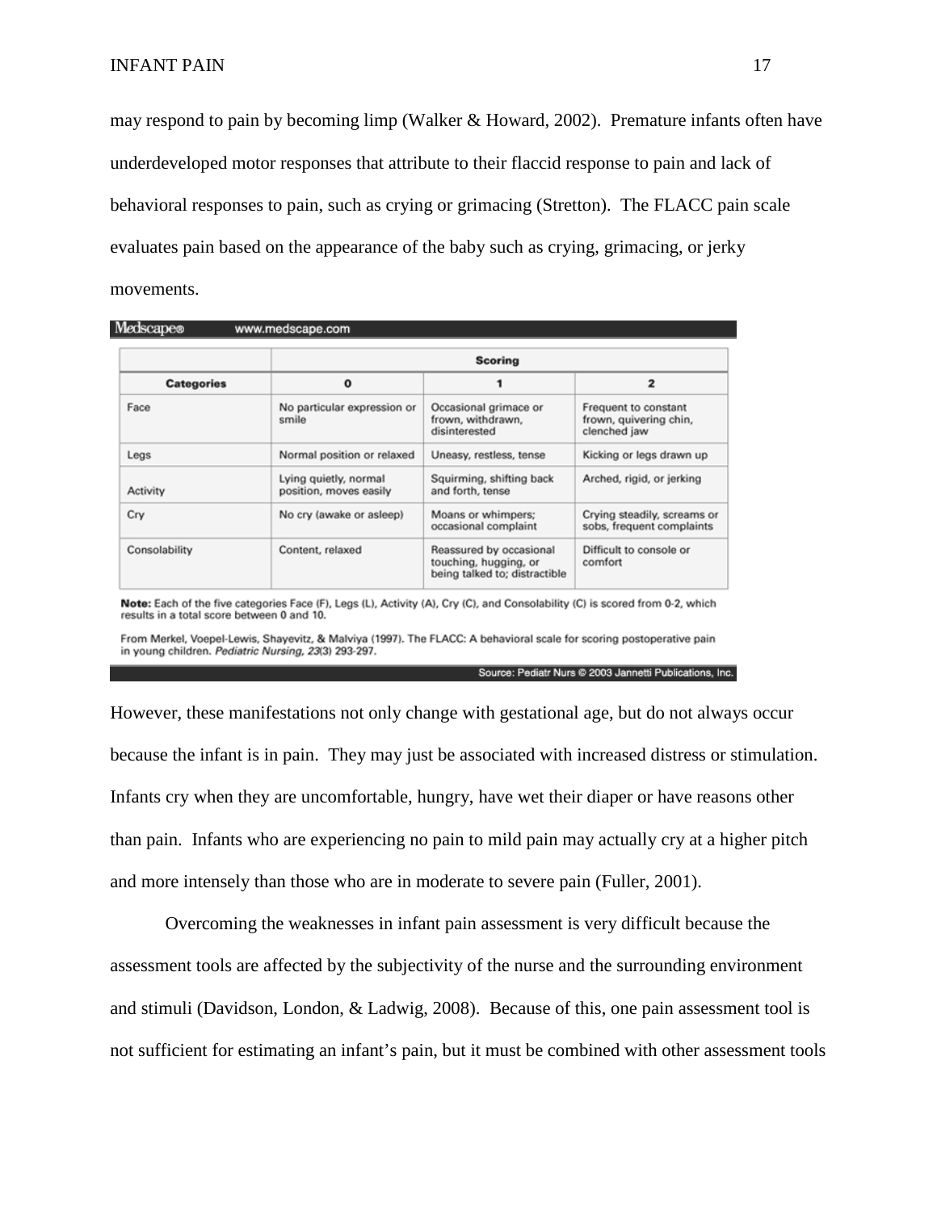may respond to pain by becoming limp (Walker & Howard, 2002). Premature infants often have underdeveloped motor responses that attribute to their flaccid response to pain and lack of behavioral responses to pain, such as crying or grimacing (Stretton). The FLACC pain scale evaluates pain based on the appearance of the baby such as crying, grimacing, or jerky movements.

Medscape® www.medscape.com

| | Scoring | | |
|---|---|---|---|
| **Categories** | **0** | **1** | **2** |
| Face | No particular expression or smile | Occasional grimace or frown, withdrawn, disinterested | Frequent to constant frown, quivering chin, clenched jaw |
| Legs | Normal position or relaxed | Uneasy, restless, tense | Kicking or legs drawn up |
| Activity | Lying quietly, normal position, moves easily | Squirming, shifting back and forth, tense | Arched, rigid, or jerking |
| Cry | No cry (awake or asleep) | Moans or whimpers; occasional complaint | Crying steadily, screams or sobs, frequent complaints |
| Consolability | Content, relaxed | Reassured by occasional touching, hugging, or being talked to; distractible | Difficult to console or comfort |

**Note:** Each of the five categories Face (F), Legs (L), Activity (A), Cry (C), and Consolability (C) is scored from 0-2, which results in a total score between 0 and 10.

From Merkel, Voepel-Lewis, Shayevitz, & Malviya (1997). The FLACC: A behavioral scale for scoring postoperative pain in young children. *Pediatric Nursing, 23*(3) 293-297.

Source: Pediatr Nurs © 2003 Jannetti Publications, Inc.

However, these manifestations not only change with gestational age, but do not always occur because the infant is in pain. They may just be associated with increased distress or stimulation. Infants cry when they are uncomfortable, hungry, have wet their diaper or have reasons other than pain. Infants who are experiencing no pain to mild pain may actually cry at a higher pitch and more intensely than those who are in moderate to severe pain (Fuller, 2001).

Overcoming the weaknesses in infant pain assessment is very difficult because the assessment tools are affected by the subjectivity of the nurse and the surrounding environment and stimuli (Davidson, London, & Ladwig, 2008). Because of this, one pain assessment tool is not sufficient for estimating an infant's pain, but it must be combined with other assessment tools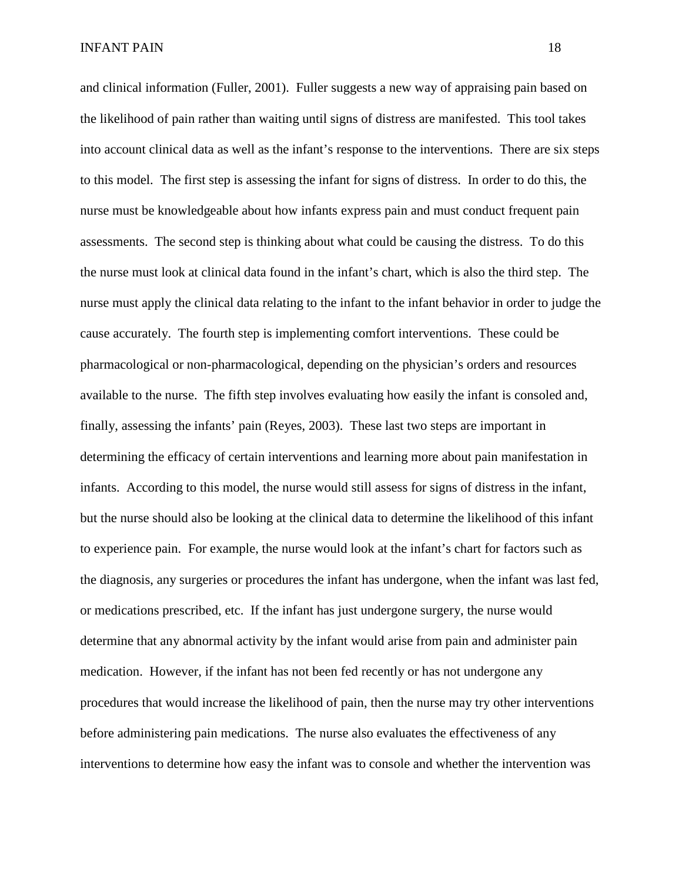and clinical information (Fuller, 2001). Fuller suggests a new way of appraising pain based on the likelihood of pain rather than waiting until signs of distress are manifested. This tool takes into account clinical data as well as the infant's response to the interventions. There are six steps to this model. The first step is assessing the infant for signs of distress. In order to do this, the nurse must be knowledgeable about how infants express pain and must conduct frequent pain assessments. The second step is thinking about what could be causing the distress. To do this the nurse must look at clinical data found in the infant's chart, which is also the third step. The nurse must apply the clinical data relating to the infant to the infant behavior in order to judge the cause accurately. The fourth step is implementing comfort interventions. These could be pharmacological or non-pharmacological, depending on the physician's orders and resources available to the nurse. The fifth step involves evaluating how easily the infant is consoled and, finally, assessing the infants' pain (Reyes, 2003). These last two steps are important in determining the efficacy of certain interventions and learning more about pain manifestation in infants. According to this model, the nurse would still assess for signs of distress in the infant, but the nurse should also be looking at the clinical data to determine the likelihood of this infant to experience pain. For example, the nurse would look at the infant's chart for factors such as the diagnosis, any surgeries or procedures the infant has undergone, when the infant was last fed, or medications prescribed, etc. If the infant has just undergone surgery, the nurse would determine that any abnormal activity by the infant would arise from pain and administer pain medication. However, if the infant has not been fed recently or has not undergone any procedures that would increase the likelihood of pain, then the nurse may try other interventions before administering pain medications. The nurse also evaluates the effectiveness of any interventions to determine how easy the infant was to console and whether the intervention was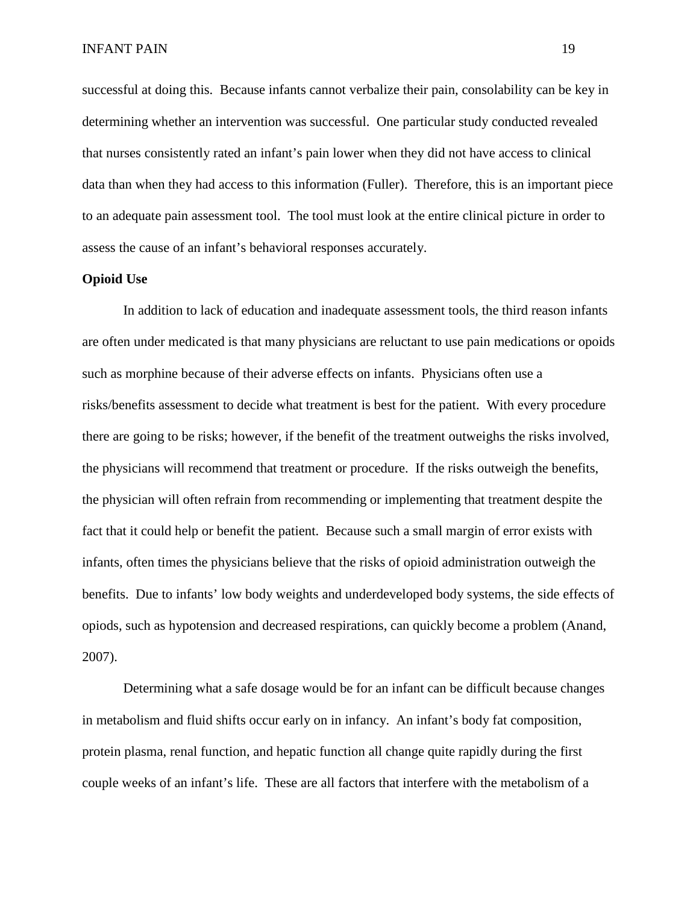successful at doing this. Because infants cannot verbalize their pain, consolability can be key in determining whether an intervention was successful. One particular study conducted revealed that nurses consistently rated an infant's pain lower when they did not have access to clinical data than when they had access to this information (Fuller). Therefore, this is an important piece to an adequate pain assessment tool. The tool must look at the entire clinical picture in order to assess the cause of an infant's behavioral responses accurately.

**Opioid Use**

In addition to lack of education and inadequate assessment tools, the third reason infants are often under medicated is that many physicians are reluctant to use pain medications or opoids such as morphine because of their adverse effects on infants. Physicians often use a risks/benefits assessment to decide what treatment is best for the patient. With every procedure there are going to be risks; however, if the benefit of the treatment outweighs the risks involved, the physicians will recommend that treatment or procedure. If the risks outweigh the benefits, the physician will often refrain from recommending or implementing that treatment despite the fact that it could help or benefit the patient. Because such a small margin of error exists with infants, often times the physicians believe that the risks of opioid administration outweigh the benefits. Due to infants' low body weights and underdeveloped body systems, the side effects of opiods, such as hypotension and decreased respirations, can quickly become a problem (Anand, 2007).

Determining what a safe dosage would be for an infant can be difficult because changes in metabolism and fluid shifts occur early on in infancy. An infant's body fat composition, protein plasma, renal function, and hepatic function all change quite rapidly during the first couple weeks of an infant's life. These are all factors that interfere with the metabolism of a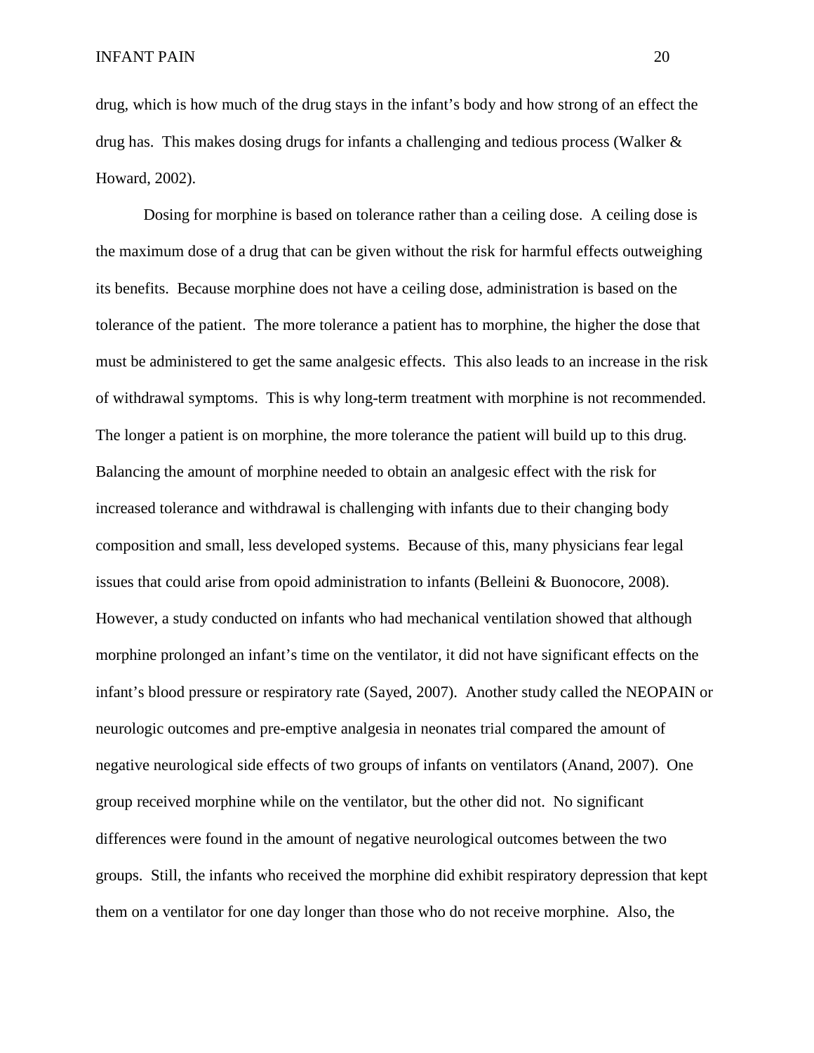drug, which is how much of the drug stays in the infant's body and how strong of an effect the drug has. This makes dosing drugs for infants a challenging and tedious process (Walker & Howard, 2002).

Dosing for morphine is based on tolerance rather than a ceiling dose. A ceiling dose is the maximum dose of a drug that can be given without the risk for harmful effects outweighing its benefits. Because morphine does not have a ceiling dose, administration is based on the tolerance of the patient. The more tolerance a patient has to morphine, the higher the dose that must be administered to get the same analgesic effects. This also leads to an increase in the risk of withdrawal symptoms. This is why long-term treatment with morphine is not recommended. The longer a patient is on morphine, the more tolerance the patient will build up to this drug. Balancing the amount of morphine needed to obtain an analgesic effect with the risk for increased tolerance and withdrawal is challenging with infants due to their changing body composition and small, less developed systems. Because of this, many physicians fear legal issues that could arise from opoid administration to infants (Belleini & Buonocore, 2008). However, a study conducted on infants who had mechanical ventilation showed that although morphine prolonged an infant's time on the ventilator, it did not have significant effects on the infant's blood pressure or respiratory rate (Sayed, 2007). Another study called the NEOPAIN or neurologic outcomes and pre-emptive analgesia in neonates trial compared the amount of negative neurological side effects of two groups of infants on ventilators (Anand, 2007). One group received morphine while on the ventilator, but the other did not. No significant differences were found in the amount of negative neurological outcomes between the two groups. Still, the infants who received the morphine did exhibit respiratory depression that kept them on a ventilator for one day longer than those who do not receive morphine. Also, the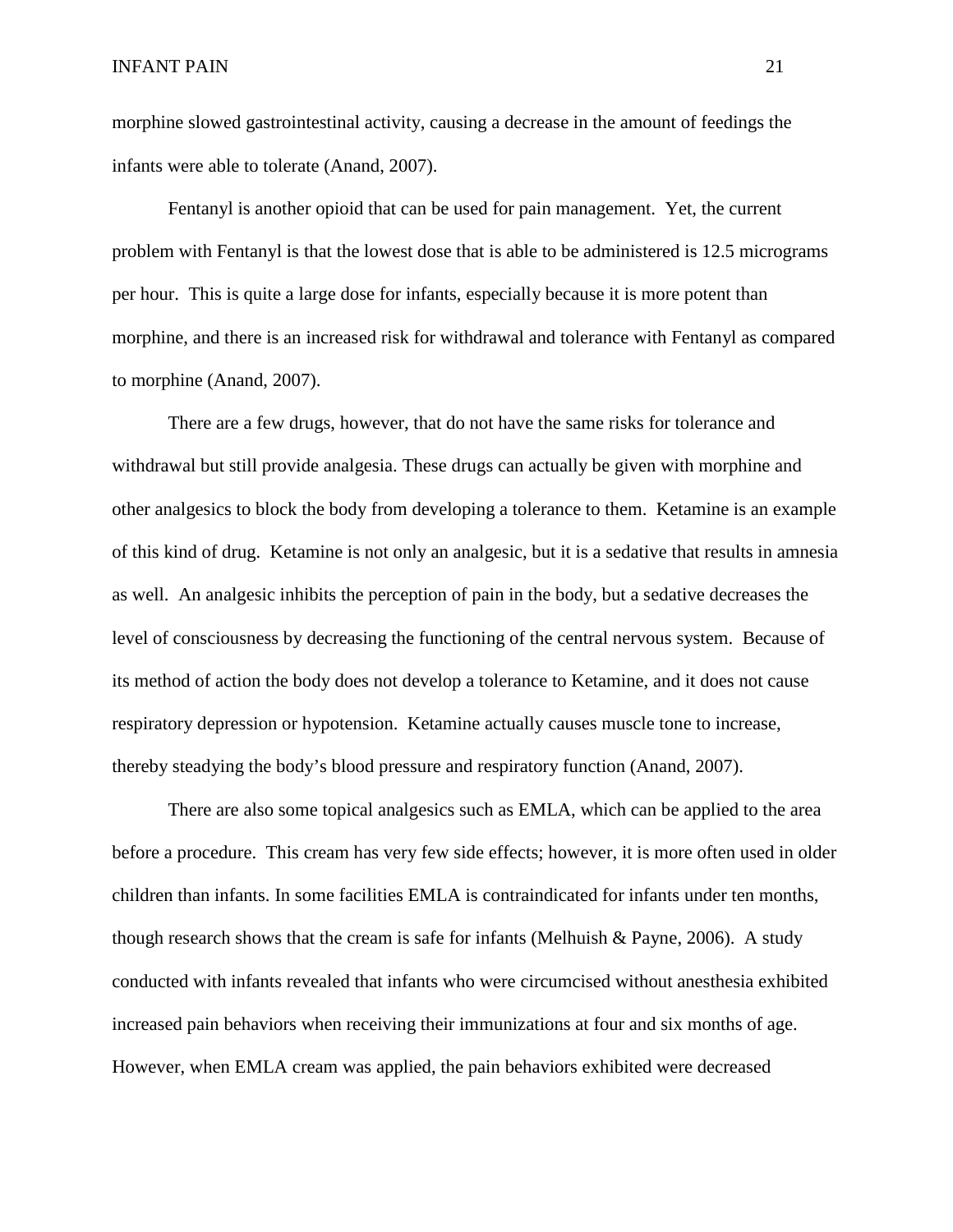morphine slowed gastrointestinal activity, causing a decrease in the amount of feedings the infants were able to tolerate (Anand, 2007).

Fentanyl is another opioid that can be used for pain management. Yet, the current problem with Fentanyl is that the lowest dose that is able to be administered is 12.5 micrograms per hour. This is quite a large dose for infants, especially because it is more potent than morphine, and there is an increased risk for withdrawal and tolerance with Fentanyl as compared to morphine (Anand, 2007).

There are a few drugs, however, that do not have the same risks for tolerance and withdrawal but still provide analgesia. These drugs can actually be given with morphine and other analgesics to block the body from developing a tolerance to them. Ketamine is an example of this kind of drug. Ketamine is not only an analgesic, but it is a sedative that results in amnesia as well. An analgesic inhibits the perception of pain in the body, but a sedative decreases the level of consciousness by decreasing the functioning of the central nervous system. Because of its method of action the body does not develop a tolerance to Ketamine, and it does not cause respiratory depression or hypotension. Ketamine actually causes muscle tone to increase, thereby steadying the body's blood pressure and respiratory function (Anand, 2007).

There are also some topical analgesics such as EMLA, which can be applied to the area before a procedure. This cream has very few side effects; however, it is more often used in older children than infants. In some facilities EMLA is contraindicated for infants under ten months, though research shows that the cream is safe for infants (Melhuish & Payne, 2006). A study conducted with infants revealed that infants who were circumcised without anesthesia exhibited increased pain behaviors when receiving their immunizations at four and six months of age. However, when EMLA cream was applied, the pain behaviors exhibited were decreased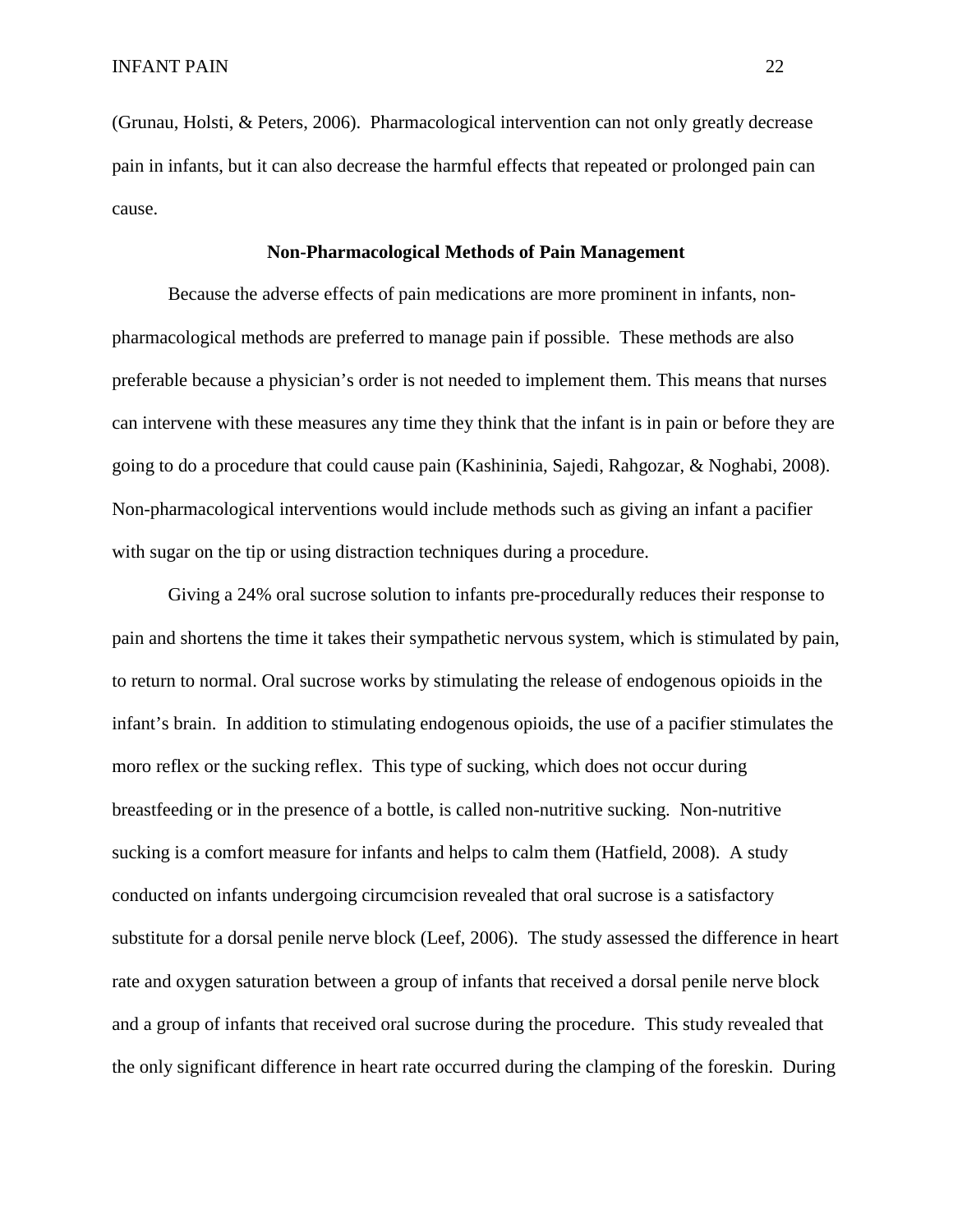(Grunau, Holsti, & Peters, 2006). Pharmacological intervention can not only greatly decrease pain in infants, but it can also decrease the harmful effects that repeated or prolonged pain can cause.

## Non-Pharmacological Methods of Pain Management

Because the adverse effects of pain medications are more prominent in infants, non-pharmacological methods are preferred to manage pain if possible. These methods are also preferable because a physician's order is not needed to implement them. This means that nurses can intervene with these measures any time they think that the infant is in pain or before they are going to do a procedure that could cause pain (Kashininia, Sajedi, Rahgozar, & Noghabi, 2008). Non-pharmacological interventions would include methods such as giving an infant a pacifier with sugar on the tip or using distraction techniques during a procedure.

Giving a 24% oral sucrose solution to infants pre-procedurally reduces their response to pain and shortens the time it takes their sympathetic nervous system, which is stimulated by pain, to return to normal. Oral sucrose works by stimulating the release of endogenous opioids in the infant's brain. In addition to stimulating endogenous opioids, the use of a pacifier stimulates the moro reflex or the sucking reflex. This type of sucking, which does not occur during breastfeeding or in the presence of a bottle, is called non-nutritive sucking. Non-nutritive sucking is a comfort measure for infants and helps to calm them (Hatfield, 2008). A study conducted on infants undergoing circumcision revealed that oral sucrose is a satisfactory substitute for a dorsal penile nerve block (Leef, 2006). The study assessed the difference in heart rate and oxygen saturation between a group of infants that received a dorsal penile nerve block and a group of infants that received oral sucrose during the procedure. This study revealed that the only significant difference in heart rate occurred during the clamping of the foreskin. During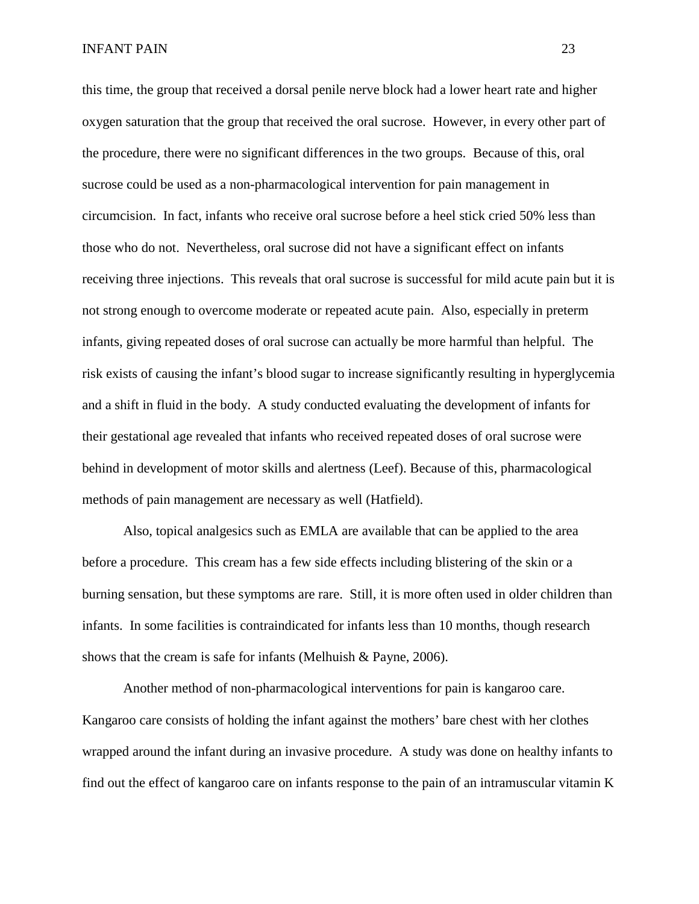this time, the group that received a dorsal penile nerve block had a lower heart rate and higher oxygen saturation that the group that received the oral sucrose. However, in every other part of the procedure, there were no significant differences in the two groups. Because of this, oral sucrose could be used as a non-pharmacological intervention for pain management in circumcision. In fact, infants who receive oral sucrose before a heel stick cried 50% less than those who do not. Nevertheless, oral sucrose did not have a significant effect on infants receiving three injections. This reveals that oral sucrose is successful for mild acute pain but it is not strong enough to overcome moderate or repeated acute pain. Also, especially in preterm infants, giving repeated doses of oral sucrose can actually be more harmful than helpful. The risk exists of causing the infant's blood sugar to increase significantly resulting in hyperglycemia and a shift in fluid in the body. A study conducted evaluating the development of infants for their gestational age revealed that infants who received repeated doses of oral sucrose were behind in development of motor skills and alertness (Leef). Because of this, pharmacological methods of pain management are necessary as well (Hatfield).

Also, topical analgesics such as EMLA are available that can be applied to the area before a procedure. This cream has a few side effects including blistering of the skin or a burning sensation, but these symptoms are rare. Still, it is more often used in older children than infants. In some facilities is contraindicated for infants less than 10 months, though research shows that the cream is safe for infants (Melhuish & Payne, 2006).

Another method of non-pharmacological interventions for pain is kangaroo care. Kangaroo care consists of holding the infant against the mothers' bare chest with her clothes wrapped around the infant during an invasive procedure. A study was done on healthy infants to find out the effect of kangaroo care on infants response to the pain of an intramuscular vitamin K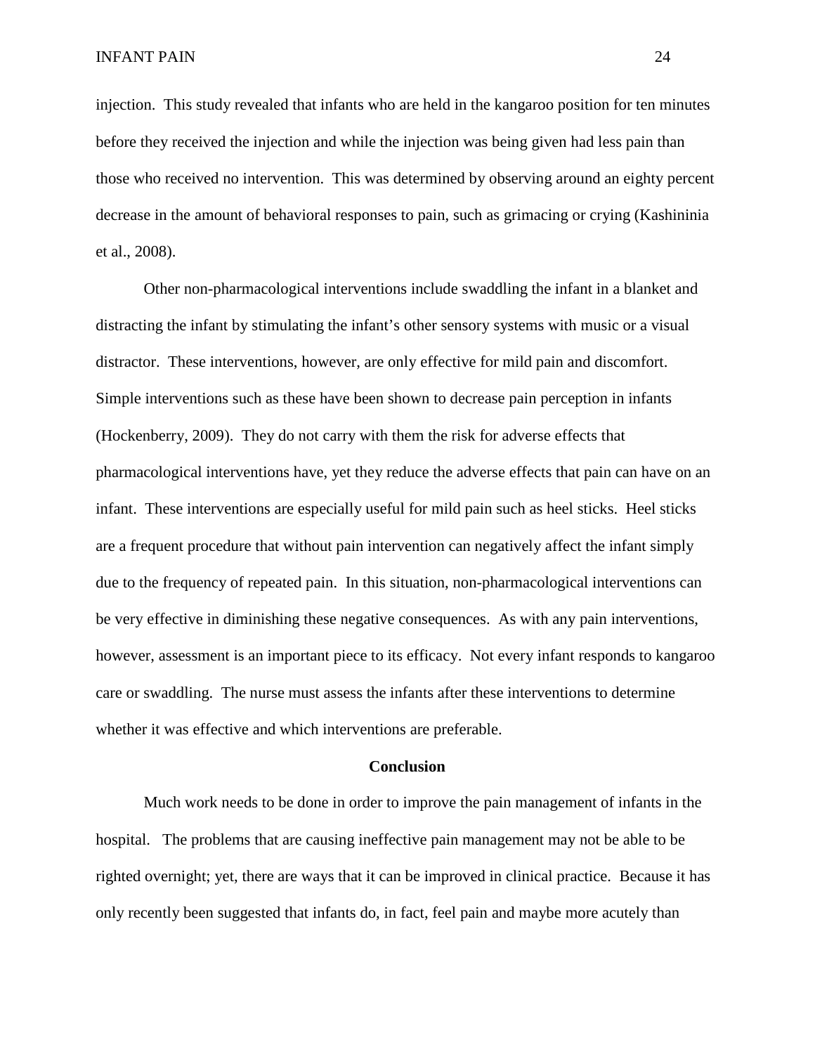injection. This study revealed that infants who are held in the kangaroo position for ten minutes before they received the injection and while the injection was being given had less pain than those who received no intervention. This was determined by observing around an eighty percent decrease in the amount of behavioral responses to pain, such as grimacing or crying (Kashininia et al., 2008).

Other non-pharmacological interventions include swaddling the infant in a blanket and distracting the infant by stimulating the infant's other sensory systems with music or a visual distractor. These interventions, however, are only effective for mild pain and discomfort. Simple interventions such as these have been shown to decrease pain perception in infants (Hockenberry, 2009). They do not carry with them the risk for adverse effects that pharmacological interventions have, yet they reduce the adverse effects that pain can have on an infant. These interventions are especially useful for mild pain such as heel sticks. Heel sticks are a frequent procedure that without pain intervention can negatively affect the infant simply due to the frequency of repeated pain. In this situation, non-pharmacological interventions can be very effective in diminishing these negative consequences. As with any pain interventions, however, assessment is an important piece to its efficacy. Not every infant responds to kangaroo care or swaddling. The nurse must assess the infants after these interventions to determine whether it was effective and which interventions are preferable.

## Conclusion

Much work needs to be done in order to improve the pain management of infants in the hospital. The problems that are causing ineffective pain management may not be able to be righted overnight; yet, there are ways that it can be improved in clinical practice. Because it has only recently been suggested that infants do, in fact, feel pain and maybe more acutely than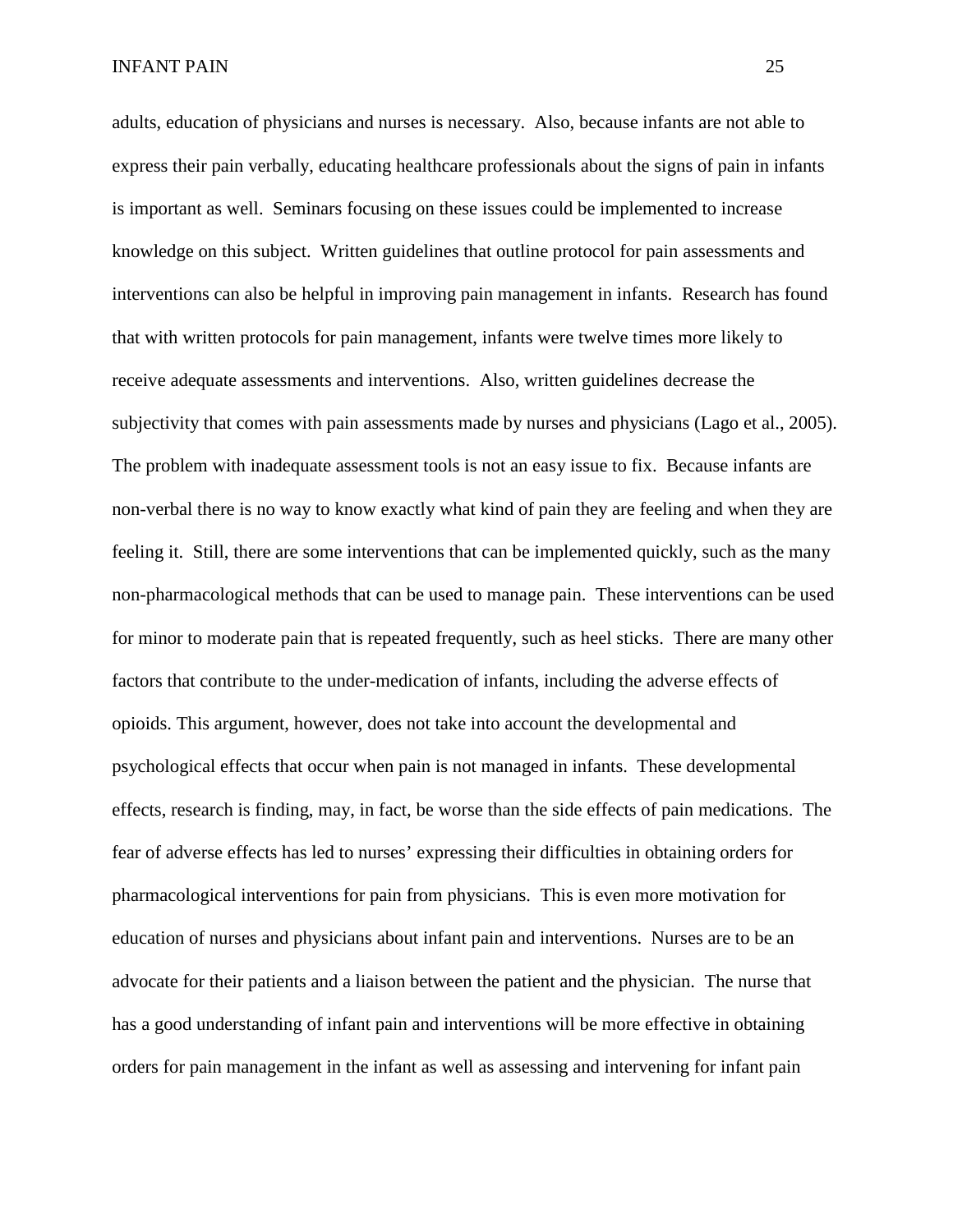adults, education of physicians and nurses is necessary. Also, because infants are not able to express their pain verbally, educating healthcare professionals about the signs of pain in infants is important as well. Seminars focusing on these issues could be implemented to increase knowledge on this subject. Written guidelines that outline protocol for pain assessments and interventions can also be helpful in improving pain management in infants. Research has found that with written protocols for pain management, infants were twelve times more likely to receive adequate assessments and interventions. Also, written guidelines decrease the subjectivity that comes with pain assessments made by nurses and physicians (Lago et al., 2005). The problem with inadequate assessment tools is not an easy issue to fix. Because infants are non-verbal there is no way to know exactly what kind of pain they are feeling and when they are feeling it. Still, there are some interventions that can be implemented quickly, such as the many non-pharmacological methods that can be used to manage pain. These interventions can be used for minor to moderate pain that is repeated frequently, such as heel sticks. There are many other factors that contribute to the under-medication of infants, including the adverse effects of opioids. This argument, however, does not take into account the developmental and psychological effects that occur when pain is not managed in infants. These developmental effects, research is finding, may, in fact, be worse than the side effects of pain medications. The fear of adverse effects has led to nurses' expressing their difficulties in obtaining orders for pharmacological interventions for pain from physicians. This is even more motivation for education of nurses and physicians about infant pain and interventions. Nurses are to be an advocate for their patients and a liaison between the patient and the physician. The nurse that has a good understanding of infant pain and interventions will be more effective in obtaining orders for pain management in the infant as well as assessing and intervening for infant pain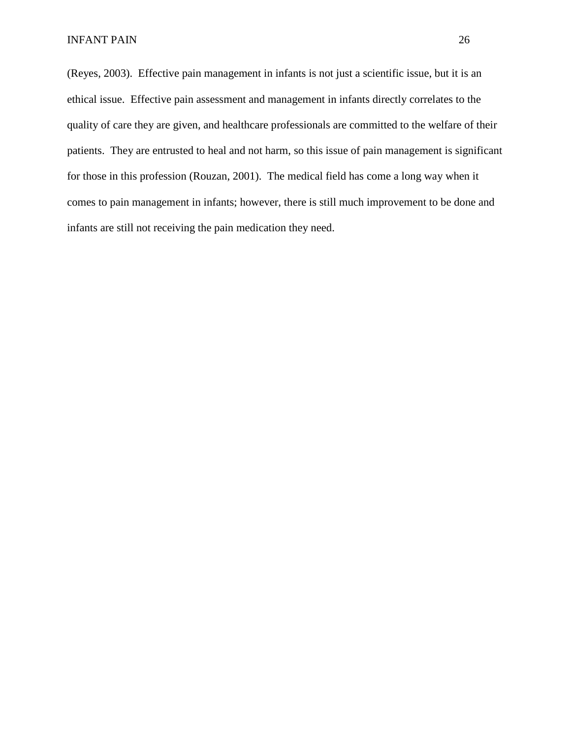(Reyes, 2003). Effective pain management in infants is not just a scientific issue, but it is an ethical issue. Effective pain assessment and management in infants directly correlates to the quality of care they are given, and healthcare professionals are committed to the welfare of their patients. They are entrusted to heal and not harm, so this issue of pain management is significant for those in this profession (Rouzan, 2001). The medical field has come a long way when it comes to pain management in infants; however, there is still much improvement to be done and infants are still not receiving the pain medication they need.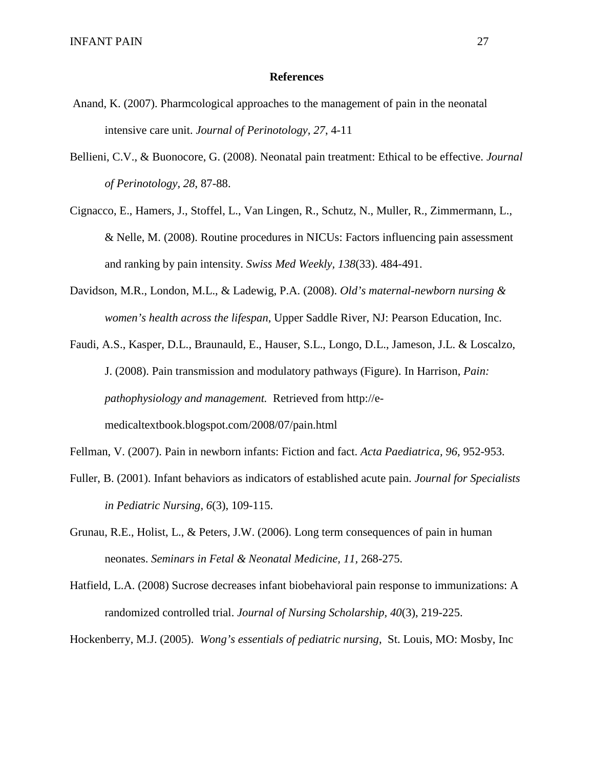**References**

Anand, K. (2007). Pharmcological approaches to the management of pain in the neonatal intensive care unit. *Journal of Perinotology, 27*, 4-11

Bellieni, C.V., & Buonocore, G. (2008). Neonatal pain treatment: Ethical to be effective. *Journal of Perinotology, 28*, 87-88.

Cignacco, E., Hamers, J., Stoffel, L., Van Lingen, R., Schutz, N., Muller, R., Zimmermann, L., & Nelle, M. (2008). Routine procedures in NICUs: Factors influencing pain assessment and ranking by pain intensity. *Swiss Med Weekly, 138*(33). 484-491.

Davidson, M.R., London, M.L., & Ladewig, P.A. (2008). *Old's maternal-newborn nursing & women's health across the lifespan*, Upper Saddle River, NJ: Pearson Education, Inc.

Faudi, A.S., Kasper, D.L., Braunauld, E., Hauser, S.L., Longo, D.L., Jameson, J.L. & Loscalzo, J. (2008). Pain transmission and modulatory pathways (Figure). In Harrison, *Pain: pathophysiology and management.* Retrieved from http://e-medicaltextbook.blogspot.com/2008/07/pain.html

Fellman, V. (2007). Pain in newborn infants: Fiction and fact. *Acta Paediatrica, 96,* 952-953.

Fuller, B. (2001). Infant behaviors as indicators of established acute pain. *Journal for Specialists in Pediatric Nursing, 6*(3), 109-115.

Grunau, R.E., Holist, L., & Peters, J.W. (2006). Long term consequences of pain in human neonates. *Seminars in Fetal & Neonatal Medicine, 11,* 268-275.

Hatfield, L.A. (2008) Sucrose decreases infant biobehavioral pain response to immunizations: A randomized controlled trial. *Journal of Nursing Scholarship, 40*(3), 219-225.

Hockenberry, M.J. (2005). *Wong's essentials of pediatric nursing*, St. Louis, MO: Mosby, Inc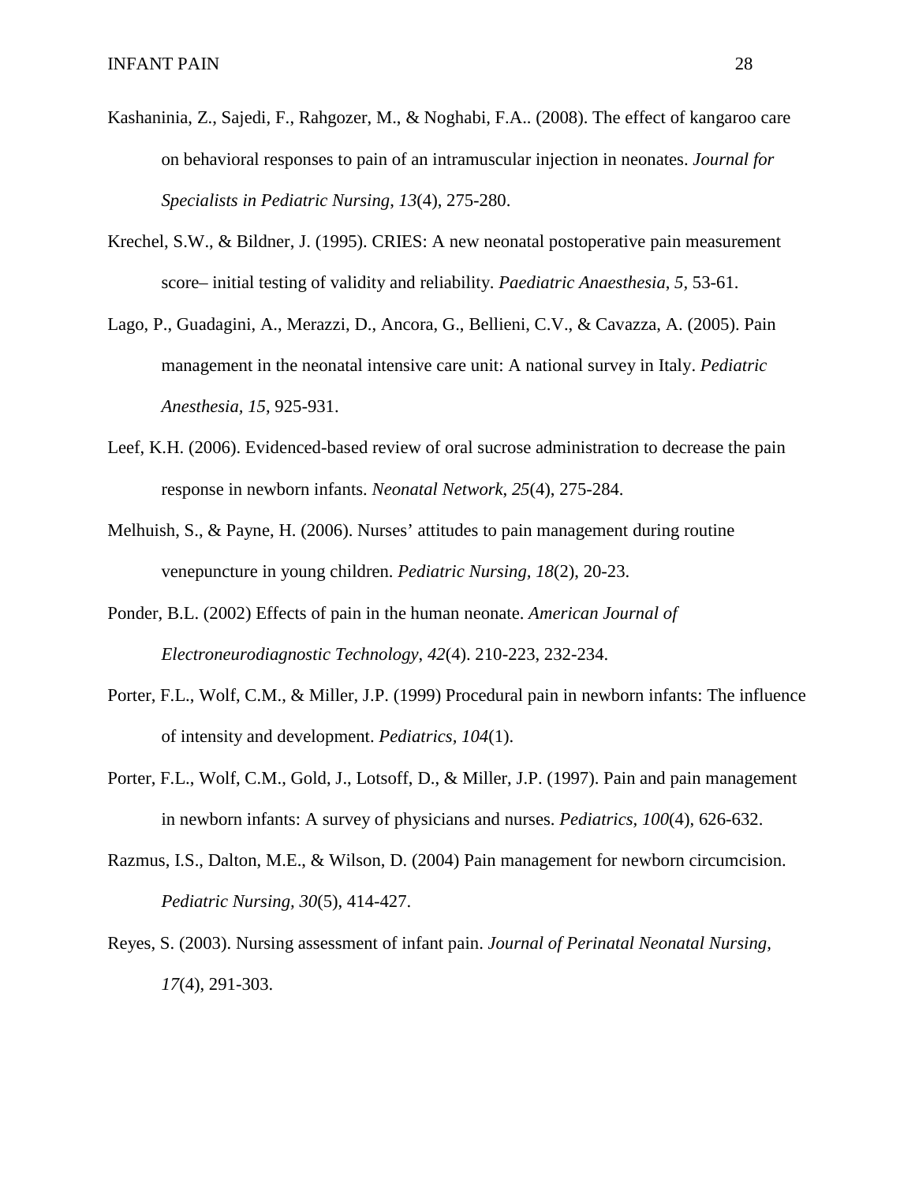Kashaninia, Z., Sajedi, F., Rahgozer, M., & Noghabi, F.A.. (2008). The effect of kangaroo care on behavioral responses to pain of an intramuscular injection in neonates. *Journal for Specialists in Pediatric Nursing*, *13*(4), 275-280.

Krechel, S.W., & Bildner, J. (1995). CRIES: A new neonatal postoperative pain measurement score– initial testing of validity and reliability. *Paediatric Anaesthesia*, *5*, 53-61.

Lago, P., Guadagini, A., Merazzi, D., Ancora, G., Bellieni, C.V., & Cavazza, A. (2005). Pain management in the neonatal intensive care unit: A national survey in Italy. *Pediatric Anesthesia*, *15*, 925-931.

Leef, K.H. (2006). Evidenced-based review of oral sucrose administration to decrease the pain response in newborn infants. *Neonatal Network*, *25*(4), 275-284.

Melhuish, S., & Payne, H. (2006). Nurses' attitudes to pain management during routine venepuncture in young children. *Pediatric Nursing*, *18*(2), 20-23.

Ponder, B.L. (2002) Effects of pain in the human neonate. *American Journal of Electroneurodiagnostic Technology*, *42*(4). 210-223, 232-234.

Porter, F.L., Wolf, C.M., & Miller, J.P. (1999) Procedural pain in newborn infants: The influence of intensity and development. *Pediatrics*, *104*(1).

Porter, F.L., Wolf, C.M., Gold, J., Lotsoff, D., & Miller, J.P. (1997). Pain and pain management in newborn infants: A survey of physicians and nurses. *Pediatrics*, *100*(4), 626-632.

Razmus, I.S., Dalton, M.E., & Wilson, D. (2004) Pain management for newborn circumcision. *Pediatric Nursing*, *30*(5), 414-427.

Reyes, S. (2003). Nursing assessment of infant pain. *Journal of Perinatal Neonatal Nursing*, *17*(4), 291-303.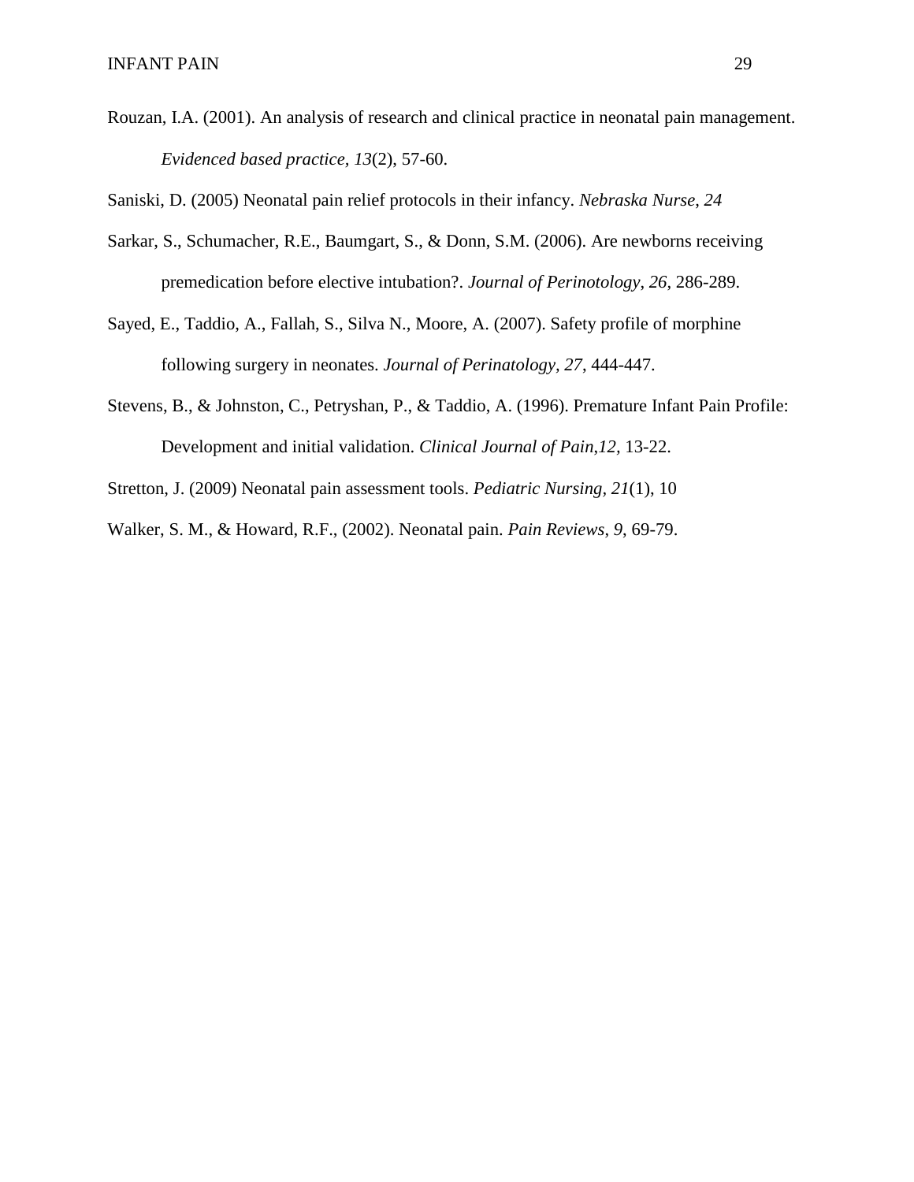Rouzan, I.A. (2001). An analysis of research and clinical practice in neonatal pain management. *Evidenced based practice, 13*(2), 57-60.

Saniski, D. (2005) Neonatal pain relief protocols in their infancy. *Nebraska Nurse*, *24*

Sarkar, S., Schumacher, R.E., Baumgart, S., & Donn, S.M. (2006). Are newborns receiving premedication before elective intubation?. *Journal of Perinotology, 26*, 286-289.

Sayed, E., Taddio, A., Fallah, S., Silva N., Moore, A. (2007). Safety profile of morphine following surgery in neonates. *Journal of Perinatology, 27*, 444-447.

Stevens, B., & Johnston, C., Petryshan, P., & Taddio, A. (1996). Premature Infant Pain Profile: Development and initial validation. *Clinical Journal of Pain,12,* 13-22.

Stretton, J. (2009) Neonatal pain assessment tools. *Pediatric Nursing, 21*(1), 10

Walker, S. M., & Howard, R.F., (2002). Neonatal pain. *Pain Reviews*, *9*, 69-79.